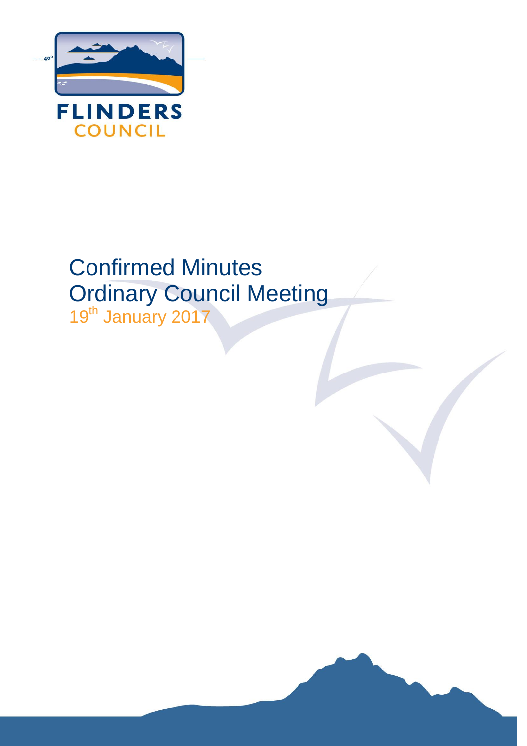FLINDERS COUNCIL

# Confirmed Minutes
# Ordinary Council Meeting
19th January 2017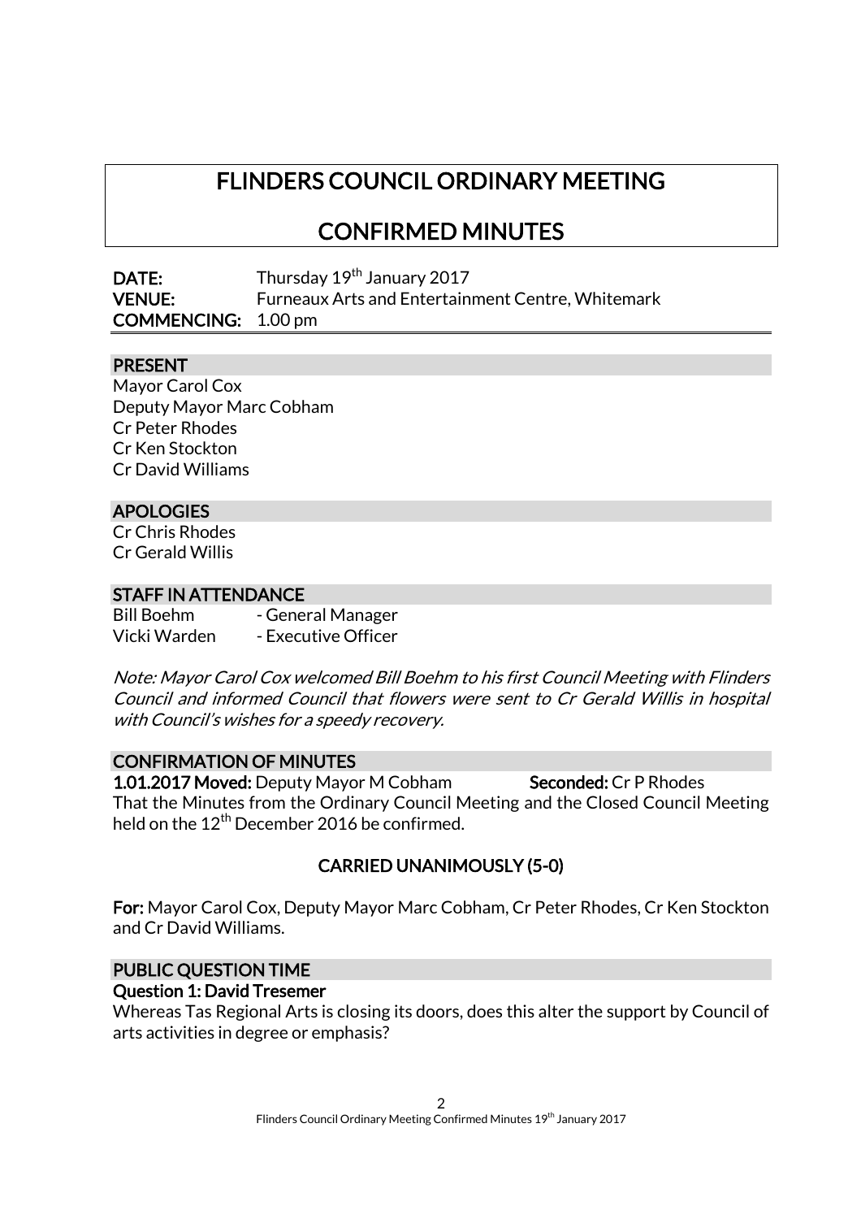# FLINDERS COUNCIL ORDINARY MEETING

# CONFIRMED MINUTES

**DATE:** Thursday 19th January 2017
**VENUE:** Furneaux Arts and Entertainment Centre, Whitemark
**COMMENCING:** 1.00 pm

## PRESENT

Mayor Carol Cox
Deputy Mayor Marc Cobham
Cr Peter Rhodes
Cr Ken Stockton
Cr David Williams

## APOLOGIES

Cr Chris Rhodes
Cr Gerald Willis

## STAFF IN ATTENDANCE

Bill Boehm - General Manager
Vicki Warden - Executive Officer

*Note: Mayor Carol Cox welcomed Bill Boehm to his first Council Meeting with Flinders Council and informed Council that flowers were sent to Cr Gerald Willis in hospital with Council's wishes for a speedy recovery.*

## CONFIRMATION OF MINUTES

**1.01.2017 Moved:** Deputy Mayor M Cobham **Seconded:** Cr P Rhodes

That the Minutes from the Ordinary Council Meeting and the Closed Council Meeting held on the 12th December 2016 be confirmed.

**CARRIED UNANIMOUSLY (5-0)**

**For:** Mayor Carol Cox, Deputy Mayor Marc Cobham, Cr Peter Rhodes, Cr Ken Stockton and Cr David Williams.

## PUBLIC QUESTION TIME

### Question 1: David Tresemer

Whereas Tas Regional Arts is closing its doors, does this alter the support by Council of arts activities in degree or emphasis?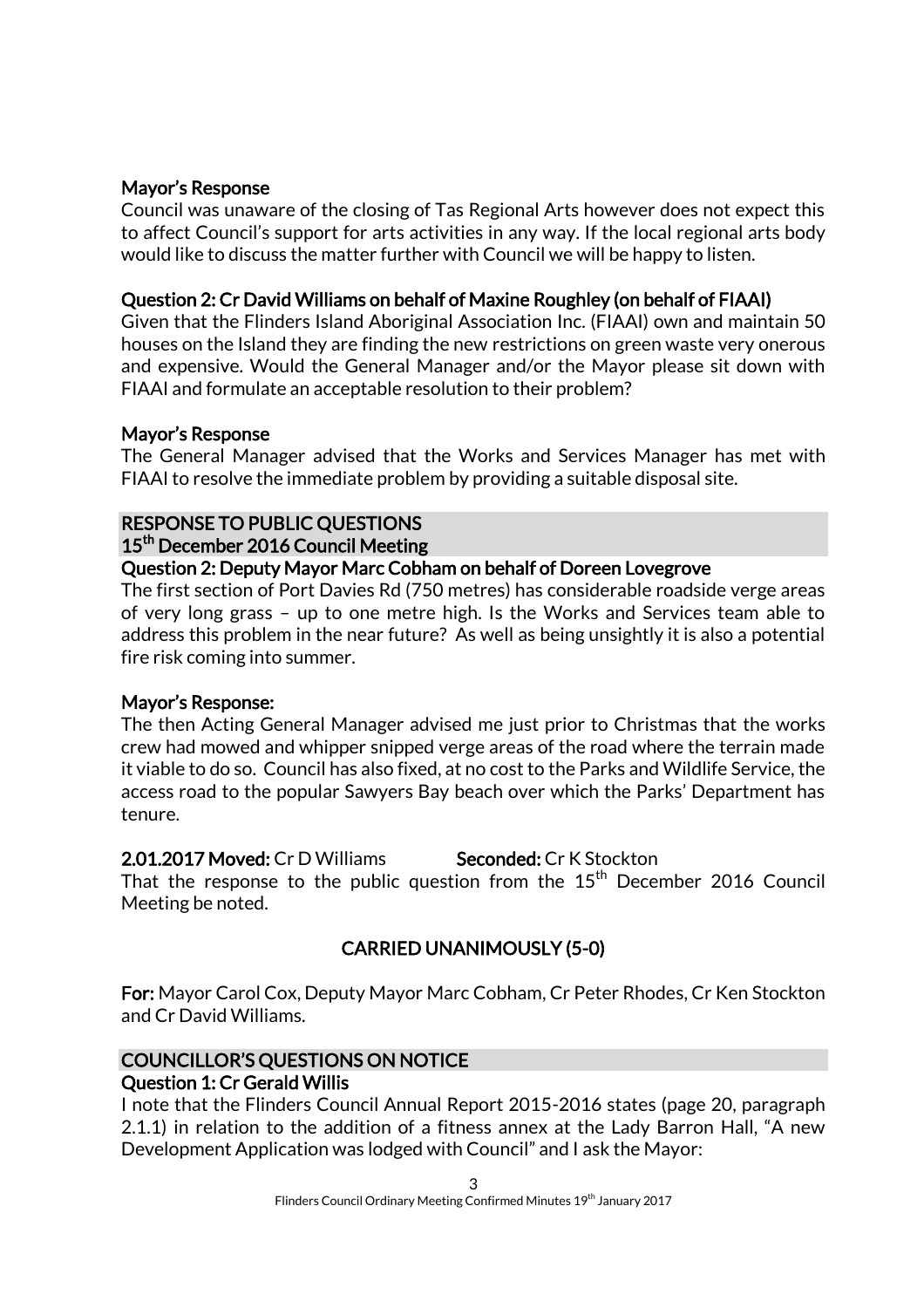**Mayor's Response**

Council was unaware of the closing of Tas Regional Arts however does not expect this to affect Council's support for arts activities in any way. If the local regional arts body would like to discuss the matter further with Council we will be happy to listen.

**Question 2: Cr David Williams on behalf of Maxine Roughley (on behalf of FIAAI)**

Given that the Flinders Island Aboriginal Association Inc. (FIAAI) own and maintain 50 houses on the Island they are finding the new restrictions on green waste very onerous and expensive. Would the General Manager and/or the Mayor please sit down with FIAAI and formulate an acceptable resolution to their problem?

**Mayor's Response**

The General Manager advised that the Works and Services Manager has met with FIAAI to resolve the immediate problem by providing a suitable disposal site.

## RESPONSE TO PUBLIC QUESTIONS
## 15th December 2016 Council Meeting

**Question 2: Deputy Mayor Marc Cobham on behalf of Doreen Lovegrove**

The first section of Port Davies Rd (750 metres) has considerable roadside verge areas of very long grass – up to one metre high. Is the Works and Services team able to address this problem in the near future? As well as being unsightly it is also a potential fire risk coming into summer.

**Mayor's Response:**

The then Acting General Manager advised me just prior to Christmas that the works crew had mowed and whipper snipped verge areas of the road where the terrain made it viable to do so. Council has also fixed, at no cost to the Parks and Wildlife Service, the access road to the popular Sawyers Bay beach over which the Parks' Department has tenure.

**2.01.2017 Moved:** Cr D Williams **Seconded:** Cr K Stockton

That the response to the public question from the 15th December 2016 Council Meeting be noted.

**CARRIED UNANIMOUSLY (5-0)**

**For:** Mayor Carol Cox, Deputy Mayor Marc Cobham, Cr Peter Rhodes, Cr Ken Stockton and Cr David Williams.

## COUNCILLOR'S QUESTIONS ON NOTICE

**Question 1: Cr Gerald Willis**

I note that the Flinders Council Annual Report 2015-2016 states (page 20, paragraph 2.1.1) in relation to the addition of a fitness annex at the Lady Barron Hall, "A new Development Application was lodged with Council" and I ask the Mayor: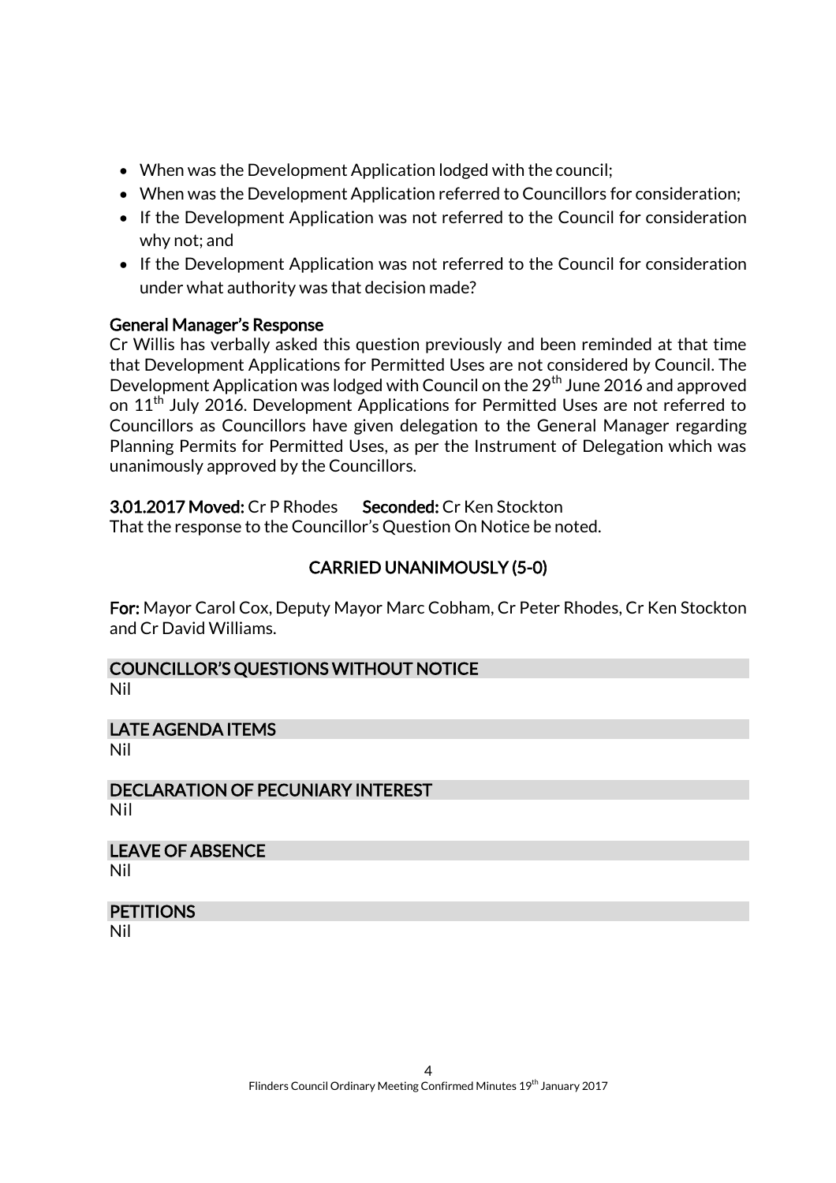- When was the Development Application lodged with the council;
- When was the Development Application referred to Councillors for consideration;
- If the Development Application was not referred to the Council for consideration why not; and
- If the Development Application was not referred to the Council for consideration under what authority was that decision made?

**General Manager's Response**

Cr Willis has verbally asked this question previously and been reminded at that time that Development Applications for Permitted Uses are not considered by Council. The Development Application was lodged with Council on the 29th June 2016 and approved on 11th July 2016. Development Applications for Permitted Uses are not referred to Councillors as Councillors have given delegation to the General Manager regarding Planning Permits for Permitted Uses, as per the Instrument of Delegation which was unanimously approved by the Councillors.

**3.01.2017 Moved:** Cr P Rhodes **Seconded:** Cr Ken Stockton

That the response to the Councillor's Question On Notice be noted.

**CARRIED UNANIMOUSLY (5-0)**

**For:** Mayor Carol Cox, Deputy Mayor Marc Cobham, Cr Peter Rhodes, Cr Ken Stockton and Cr David Williams.

## COUNCILLOR'S QUESTIONS WITHOUT NOTICE

Nil

## LATE AGENDA ITEMS

Nil

## DECLARATION OF PECUNIARY INTEREST

Nil

## LEAVE OF ABSENCE

Nil

## PETITIONS

Nil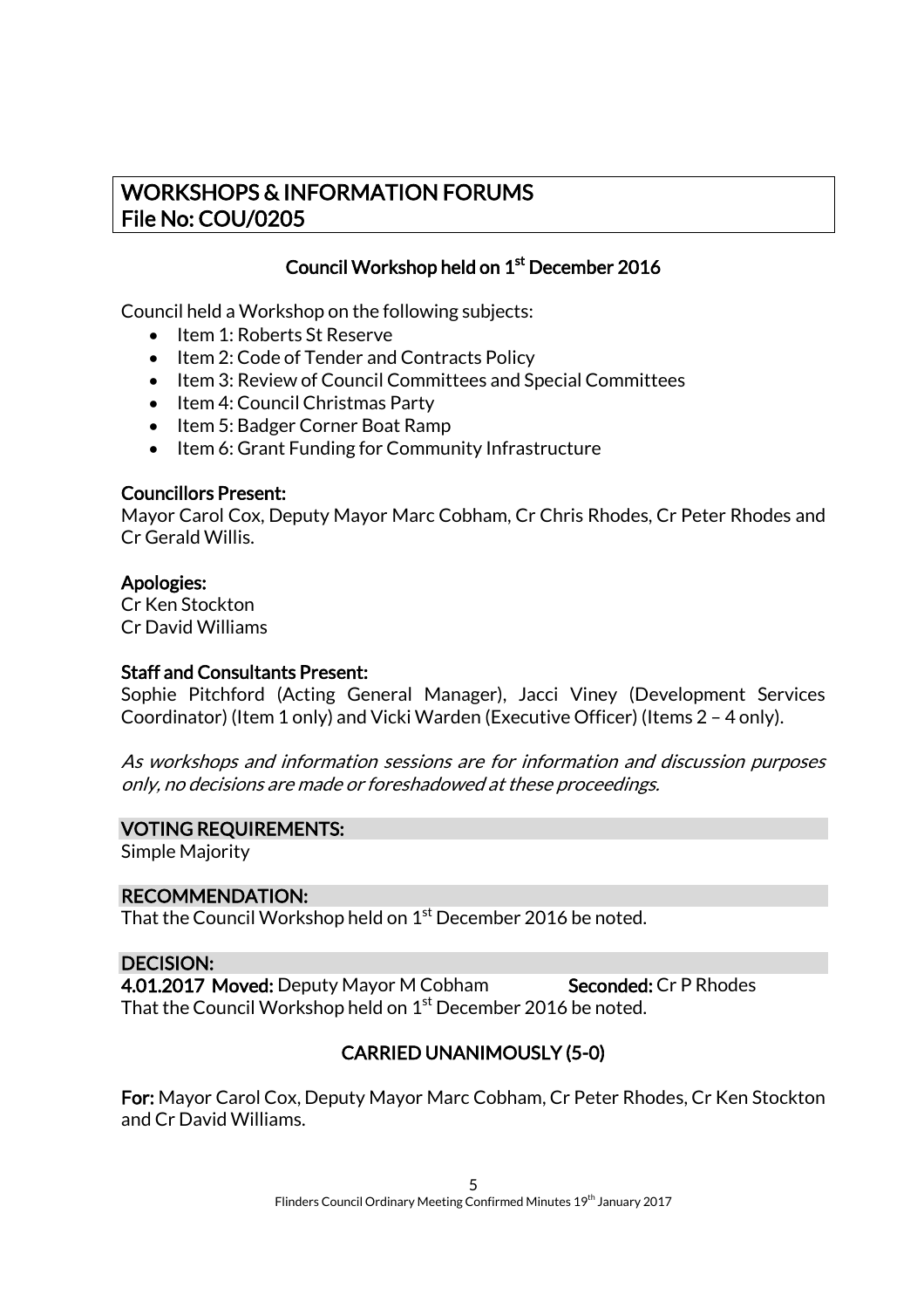# WORKSHOPS & INFORMATION FORUMS
# File No: COU/0205

## Council Workshop held on 1st December 2016

Council held a Workshop on the following subjects:

- Item 1: Roberts St Reserve
- Item 2: Code of Tender and Contracts Policy
- Item 3: Review of Council Committees and Special Committees
- Item 4: Council Christmas Party
- Item 5: Badger Corner Boat Ramp
- Item 6: Grant Funding for Community Infrastructure

**Councillors Present:**
Mayor Carol Cox, Deputy Mayor Marc Cobham, Cr Chris Rhodes, Cr Peter Rhodes and Cr Gerald Willis.

**Apologies:**
Cr Ken Stockton
Cr David Williams

**Staff and Consultants Present:**
Sophie Pitchford (Acting General Manager), Jacci Viney (Development Services Coordinator) (Item 1 only) and Vicki Warden (Executive Officer) (Items 2 – 4 only).

*As workshops and information sessions are for information and discussion purposes only, no decisions are made or foreshadowed at these proceedings.*

**VOTING REQUIREMENTS:**
Simple Majority

**RECOMMENDATION:**
That the Council Workshop held on 1st December 2016 be noted.

**DECISION:**
**4.01.2017 Moved:** Deputy Mayor M Cobham **Seconded:** Cr P Rhodes
That the Council Workshop held on 1st December 2016 be noted.

**CARRIED UNANIMOUSLY (5-0)**

**For:** Mayor Carol Cox, Deputy Mayor Marc Cobham, Cr Peter Rhodes, Cr Ken Stockton and Cr David Williams.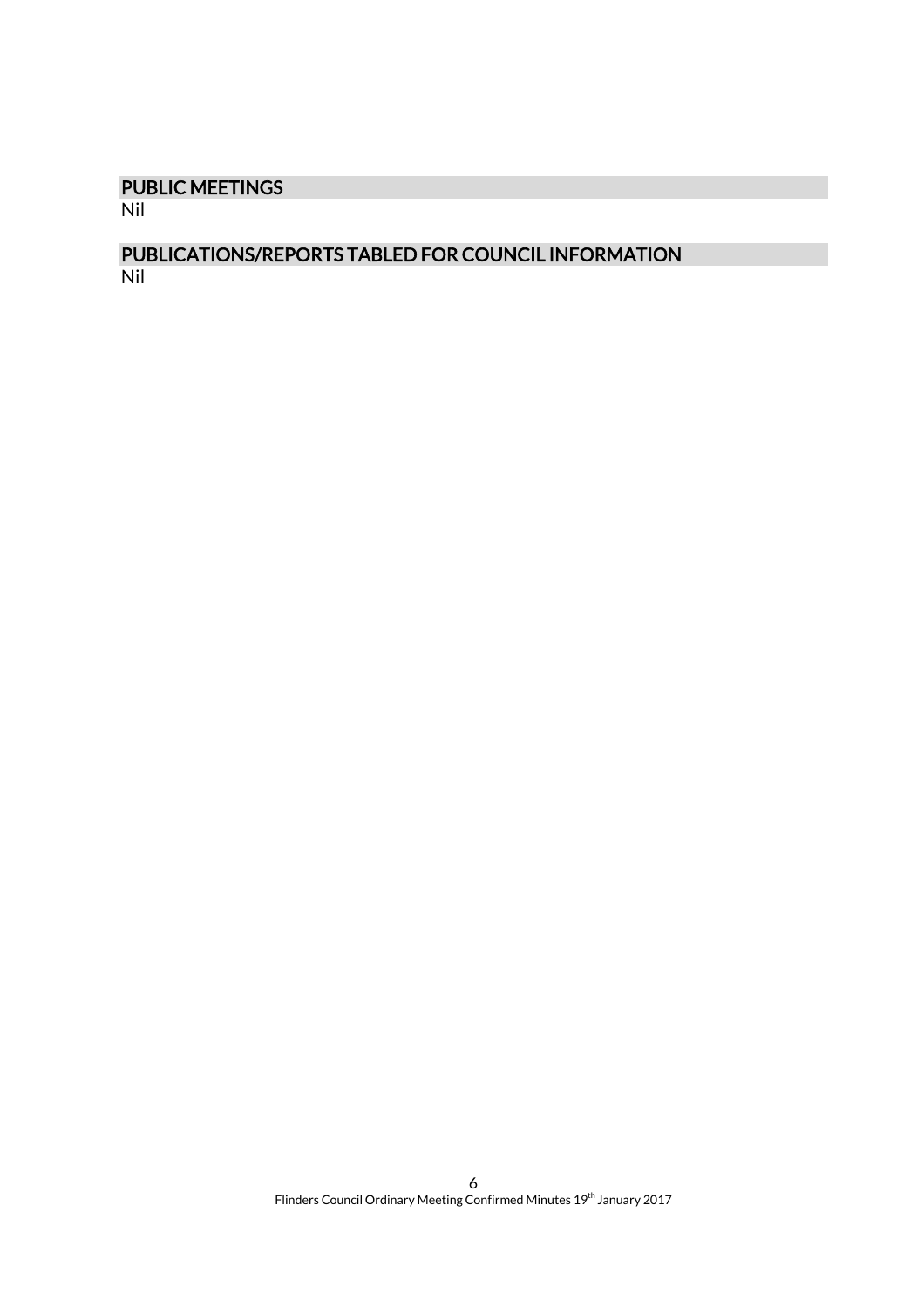## PUBLIC MEETINGS

Nil

## PUBLICATIONS/REPORTS TABLED FOR COUNCIL INFORMATION

Nil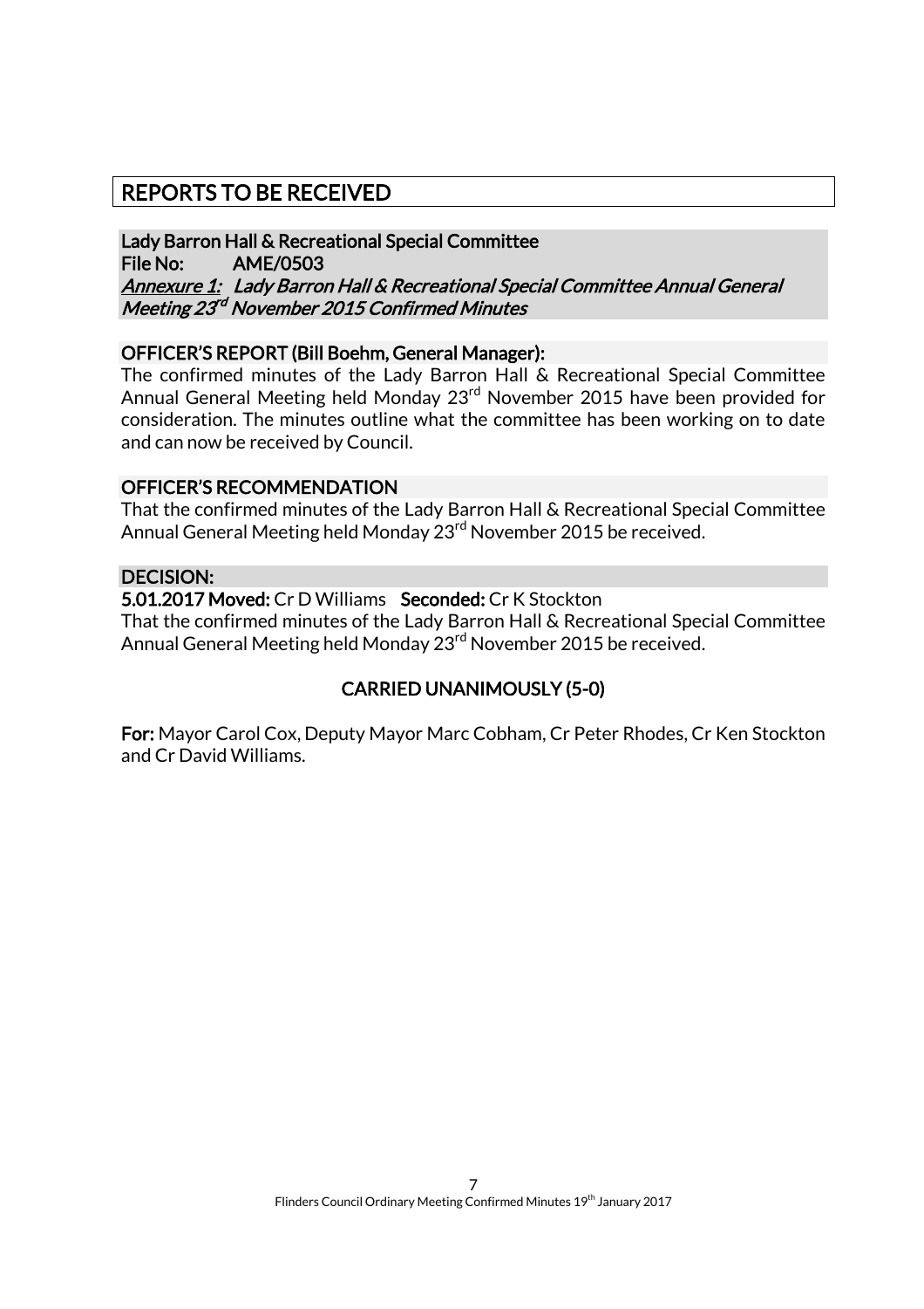# REPORTS TO BE RECEIVED

**Lady Barron Hall & Recreational Special Committee**
**File No: AME/0503**
***Annexure 1:* *Lady Barron Hall & Recreational Special Committee Annual General Meeting 23rd November 2015 Confirmed Minutes***

**OFFICER'S REPORT (Bill Boehm, General Manager):**

The confirmed minutes of the Lady Barron Hall & Recreational Special Committee Annual General Meeting held Monday 23rd November 2015 have been provided for consideration. The minutes outline what the committee has been working on to date and can now be received by Council.

**OFFICER'S RECOMMENDATION**

That the confirmed minutes of the Lady Barron Hall & Recreational Special Committee Annual General Meeting held Monday 23rd November 2015 be received.

**DECISION:**

**5.01.2017 Moved:** Cr D Williams **Seconded:** Cr K Stockton

That the confirmed minutes of the Lady Barron Hall & Recreational Special Committee Annual General Meeting held Monday 23rd November 2015 be received.

**CARRIED UNANIMOUSLY (5-0)**

**For:** Mayor Carol Cox, Deputy Mayor Marc Cobham, Cr Peter Rhodes, Cr Ken Stockton and Cr David Williams.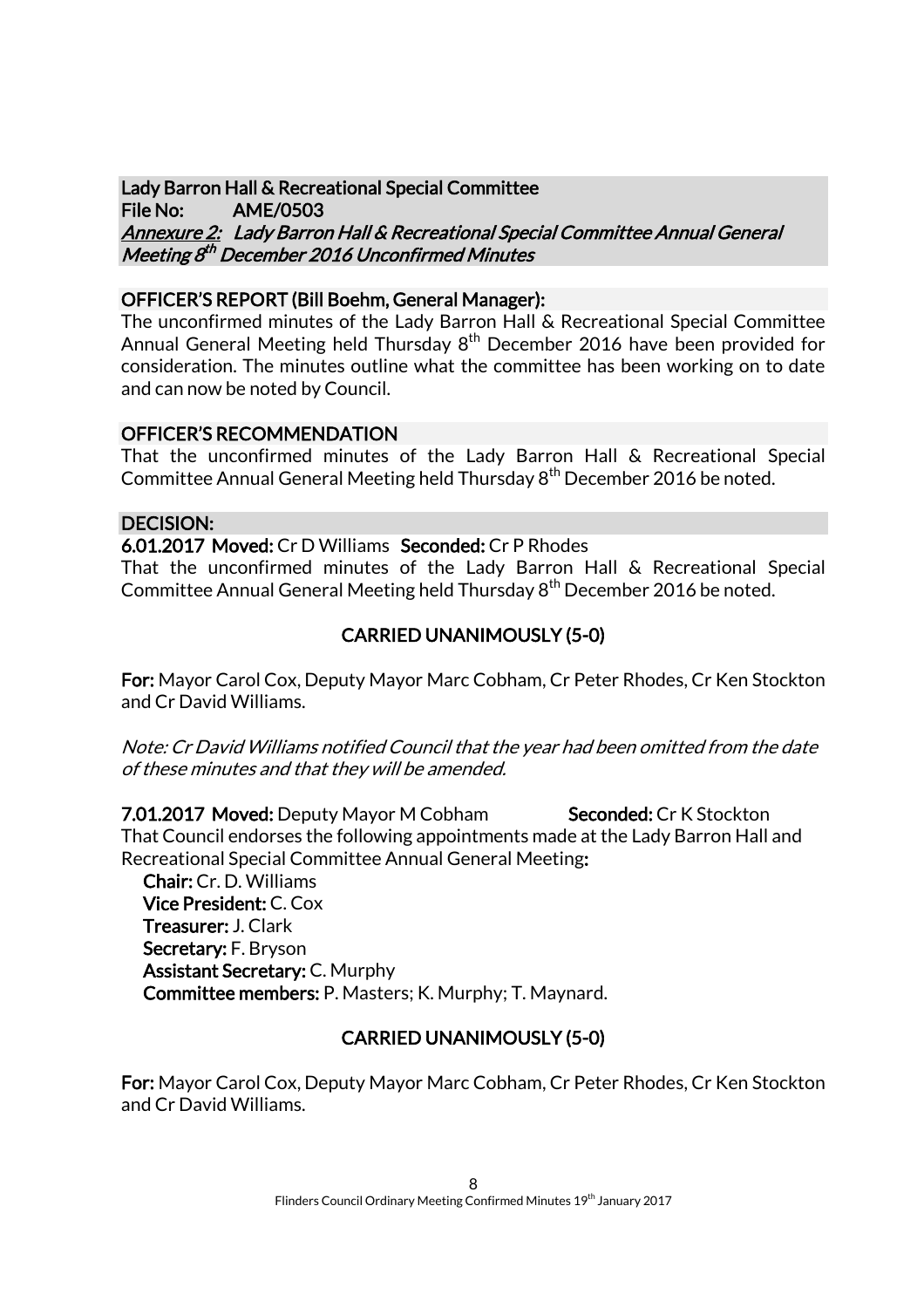**Lady Barron Hall & Recreational Special Committee**
**File No: AME/0503**
***Annexure 2: Lady Barron Hall & Recreational Special Committee Annual General Meeting 8th December 2016 Unconfirmed Minutes***

**OFFICER'S REPORT (Bill Boehm, General Manager):**

The unconfirmed minutes of the Lady Barron Hall & Recreational Special Committee Annual General Meeting held Thursday 8th December 2016 have been provided for consideration. The minutes outline what the committee has been working on to date and can now be noted by Council.

**OFFICER'S RECOMMENDATION**

That the unconfirmed minutes of the Lady Barron Hall & Recreational Special Committee Annual General Meeting held Thursday 8th December 2016 be noted.

**DECISION:**

**6.01.2017 Moved:** Cr D Williams **Seconded:** Cr P Rhodes

That the unconfirmed minutes of the Lady Barron Hall & Recreational Special Committee Annual General Meeting held Thursday 8th December 2016 be noted.

**CARRIED UNANIMOUSLY (5-0)**

**For:** Mayor Carol Cox, Deputy Mayor Marc Cobham, Cr Peter Rhodes, Cr Ken Stockton and Cr David Williams.

*Note: Cr David Williams notified Council that the year had been omitted from the date of these minutes and that they will be amended.*

**7.01.2017 Moved:** Deputy Mayor M Cobham **Seconded:** Cr K Stockton

That Council endorses the following appointments made at the Lady Barron Hall and Recreational Special Committee Annual General Meeting**:**

- **Chair:** Cr. D. Williams
- **Vice President:** C. Cox
- **Treasurer:** J. Clark
- **Secretary:** F. Bryson
- **Assistant Secretary:** C. Murphy
- **Committee members:** P. Masters; K. Murphy; T. Maynard.

**CARRIED UNANIMOUSLY (5-0)**

**For:** Mayor Carol Cox, Deputy Mayor Marc Cobham, Cr Peter Rhodes, Cr Ken Stockton and Cr David Williams.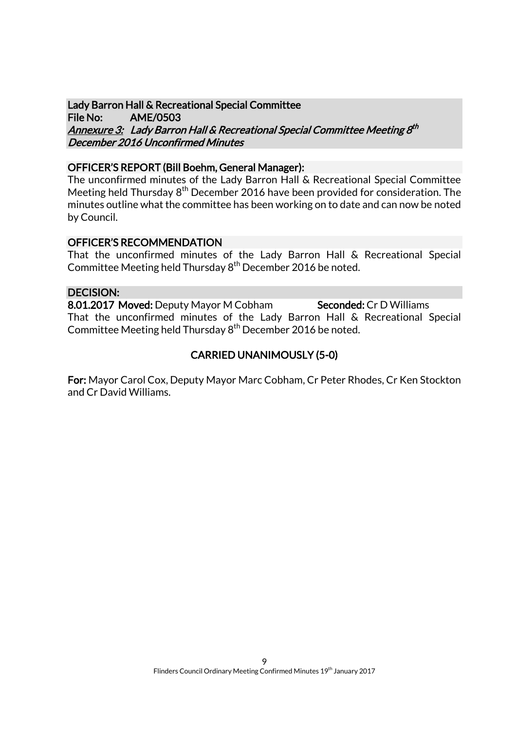**Lady Barron Hall & Recreational Special Committee**
**File No: AME/0503**
***Annexure 3: Lady Barron Hall & Recreational Special Committee Meeting 8th December 2016 Unconfirmed Minutes***

**OFFICER'S REPORT (Bill Boehm, General Manager):**

The unconfirmed minutes of the Lady Barron Hall & Recreational Special Committee Meeting held Thursday 8th December 2016 have been provided for consideration. The minutes outline what the committee has been working on to date and can now be noted by Council.

**OFFICER'S RECOMMENDATION**

That the unconfirmed minutes of the Lady Barron Hall & Recreational Special Committee Meeting held Thursday 8th December 2016 be noted.

**DECISION:**

**8.01.2017 Moved:** Deputy Mayor M Cobham **Seconded:** Cr D Williams

That the unconfirmed minutes of the Lady Barron Hall & Recreational Special Committee Meeting held Thursday 8th December 2016 be noted.

**CARRIED UNANIMOUSLY (5-0)**

**For:** Mayor Carol Cox, Deputy Mayor Marc Cobham, Cr Peter Rhodes, Cr Ken Stockton and Cr David Williams.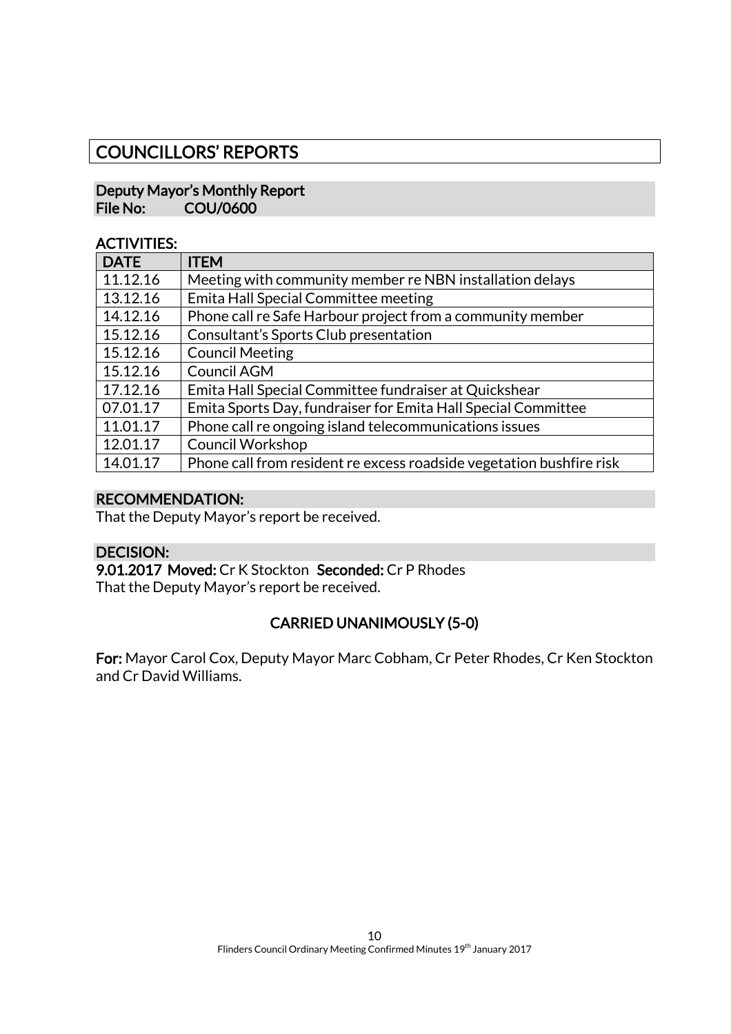# COUNCILLORS' REPORTS

## Deputy Mayor's Monthly Report
**File No: COU/0600**

**ACTIVITIES:**

| DATE | ITEM |
|---|---|
| 11.12.16 | Meeting with community member re NBN installation delays |
| 13.12.16 | Emita Hall Special Committee meeting |
| 14.12.16 | Phone call re Safe Harbour project from a community member |
| 15.12.16 | Consultant's Sports Club presentation |
| 15.12.16 | Council Meeting |
| 15.12.16 | Council AGM |
| 17.12.16 | Emita Hall Special Committee fundraiser at Quickshear |
| 07.01.17 | Emita Sports Day, fundraiser for Emita Hall Special Committee |
| 11.01.17 | Phone call re ongoing island telecommunications issues |
| 12.01.17 | Council Workshop |
| 14.01.17 | Phone call from resident re excess roadside vegetation bushfire risk |

**RECOMMENDATION:**

That the Deputy Mayor's report be received.

**DECISION:**

**9.01.2017 Moved:** Cr K Stockton **Seconded:** Cr P Rhodes
That the Deputy Mayor's report be received.

**CARRIED UNANIMOUSLY (5-0)**

**For:** Mayor Carol Cox, Deputy Mayor Marc Cobham, Cr Peter Rhodes, Cr Ken Stockton and Cr David Williams.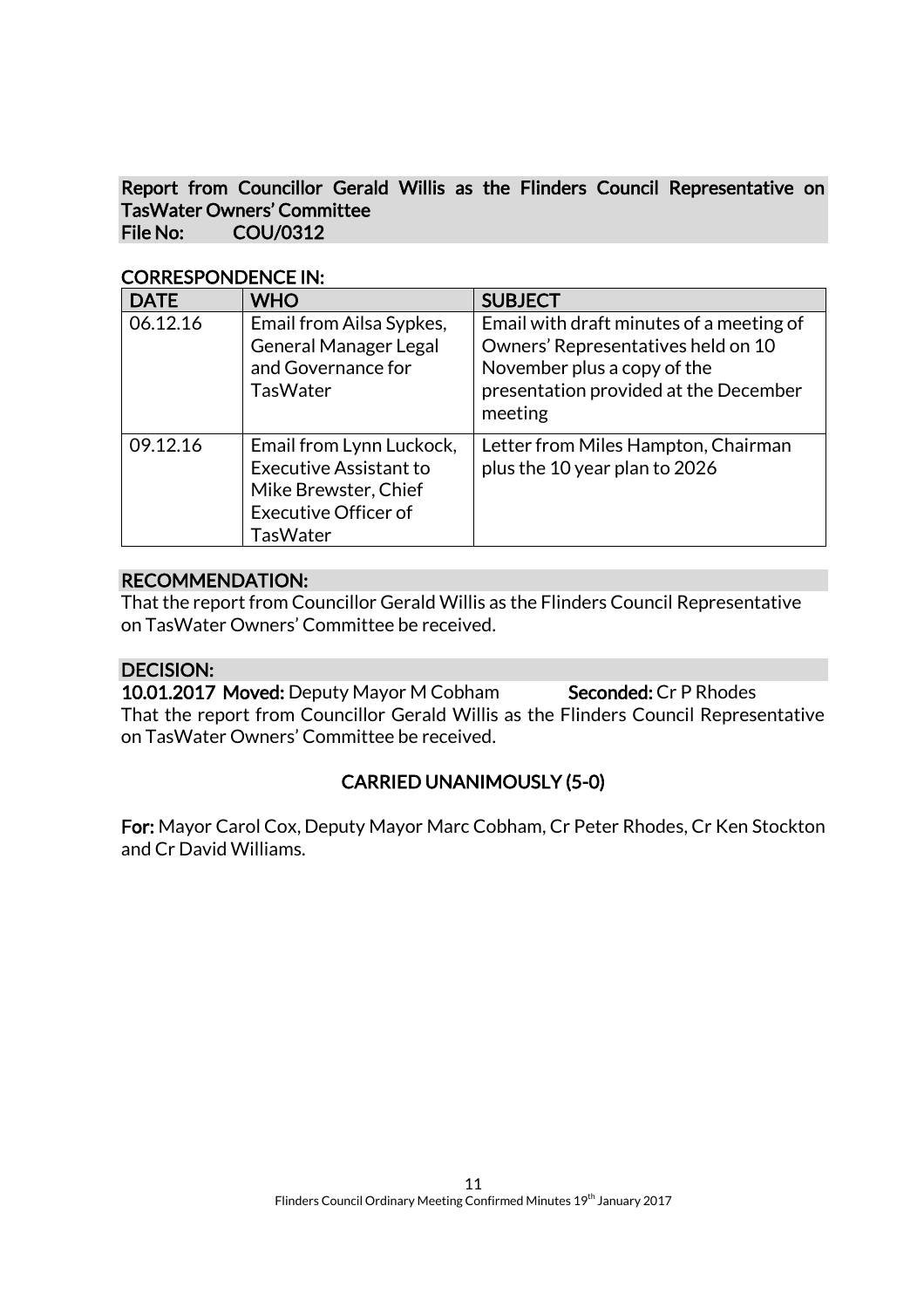## Report from Councillor Gerald Willis as the Flinders Council Representative on TasWater Owners' Committee

**File No: COU/0312**

### CORRESPONDENCE IN:

| DATE | WHO | SUBJECT |
|---|---|---|
| 06.12.16 | Email from Ailsa Sypkes, General Manager Legal and Governance for TasWater | Email with draft minutes of a meeting of Owners' Representatives held on 10 November plus a copy of the presentation provided at the December meeting |
| 09.12.16 | Email from Lynn Luckock, Executive Assistant to Mike Brewster, Chief Executive Officer of TasWater | Letter from Miles Hampton, Chairman plus the 10 year plan to 2026 |

### RECOMMENDATION:

That the report from Councillor Gerald Willis as the Flinders Council Representative on TasWater Owners' Committee be received.

### DECISION:

**10.01.2017 Moved:** Deputy Mayor M Cobham **Seconded:** Cr P Rhodes

That the report from Councillor Gerald Willis as the Flinders Council Representative on TasWater Owners' Committee be received.

**CARRIED UNANIMOUSLY (5-0)**

**For:** Mayor Carol Cox, Deputy Mayor Marc Cobham, Cr Peter Rhodes, Cr Ken Stockton and Cr David Williams.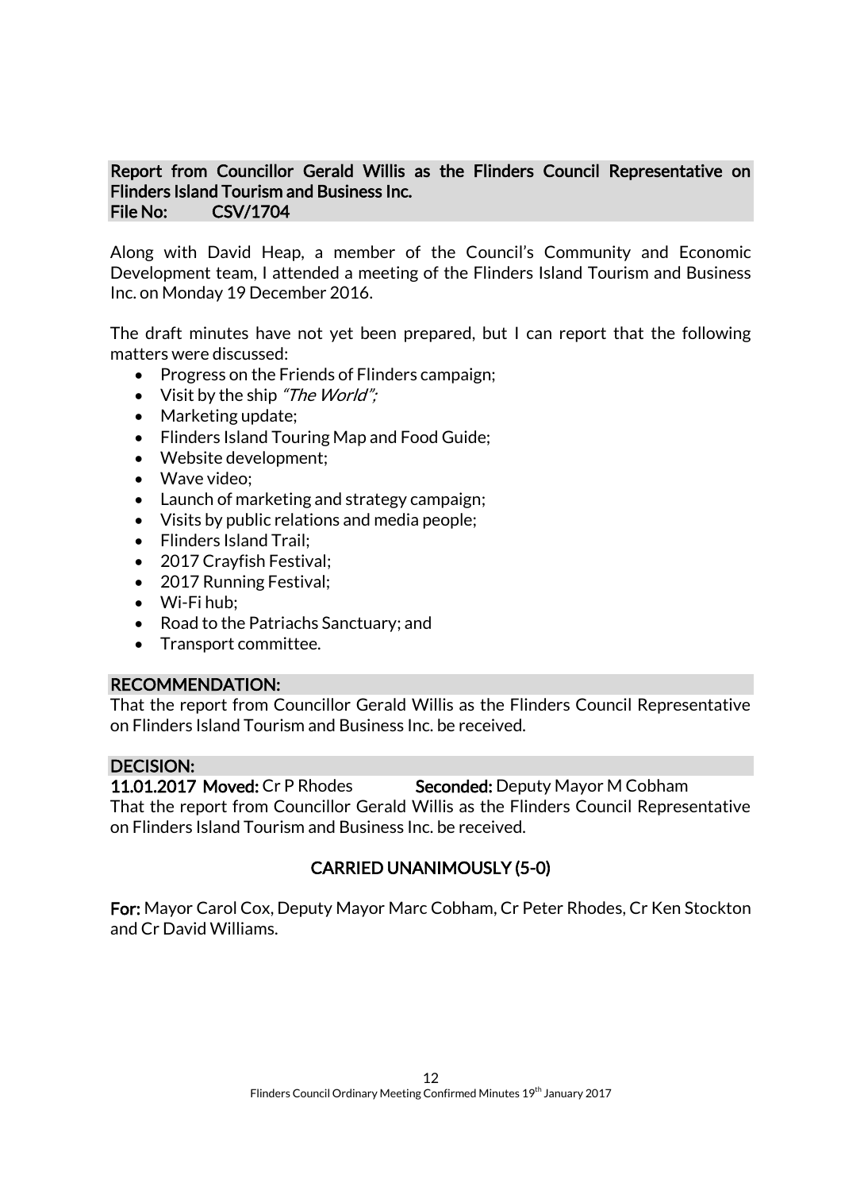**Report from Councillor Gerald Willis as the Flinders Council Representative on Flinders Island Tourism and Business Inc.**
**File No: CSV/1704**

Along with David Heap, a member of the Council's Community and Economic Development team, I attended a meeting of the Flinders Island Tourism and Business Inc. on Monday 19 December 2016.

The draft minutes have not yet been prepared, but I can report that the following matters were discussed:

- Progress on the Friends of Flinders campaign;
- Visit by the ship *"The World";*
- Marketing update;
- Flinders Island Touring Map and Food Guide;
- Website development;
- Wave video;
- Launch of marketing and strategy campaign;
- Visits by public relations and media people;
- Flinders Island Trail;
- 2017 Crayfish Festival;
- 2017 Running Festival;
- Wi-Fi hub;
- Road to the Patriachs Sanctuary; and
- Transport committee.

**RECOMMENDATION:**

That the report from Councillor Gerald Willis as the Flinders Council Representative on Flinders Island Tourism and Business Inc. be received.

**DECISION:**

**11.01.2017 Moved:** Cr P Rhodes **Seconded:** Deputy Mayor M Cobham

That the report from Councillor Gerald Willis as the Flinders Council Representative on Flinders Island Tourism and Business Inc. be received.

**CARRIED UNANIMOUSLY (5-0)**

**For:** Mayor Carol Cox, Deputy Mayor Marc Cobham, Cr Peter Rhodes, Cr Ken Stockton and Cr David Williams.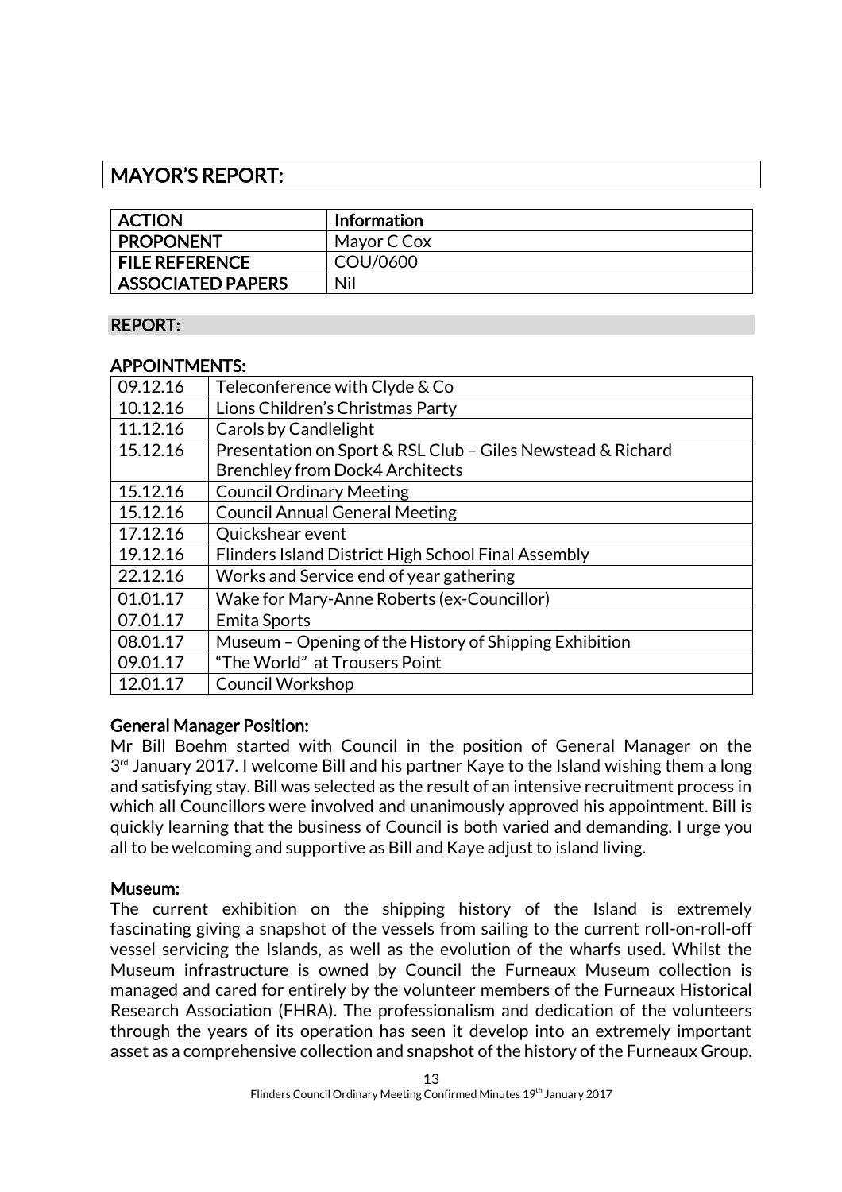## MAYOR'S REPORT:

| ACTION | Information |
|---|---|
| PROPONENT | Mayor C Cox |
| FILE REFERENCE | COU/0600 |
| ASSOCIATED PAPERS | Nil |

### REPORT:

### APPOINTMENTS:

| | |
|---|---|
| 09.12.16 | Teleconference with Clyde & Co |
| 10.12.16 | Lions Children's Christmas Party |
| 11.12.16 | Carols by Candlelight |
| 15.12.16 | Presentation on Sport & RSL Club – Giles Newstead & Richard Brenchley from Dock4 Architects |
| 15.12.16 | Council Ordinary Meeting |
| 15.12.16 | Council Annual General Meeting |
| 17.12.16 | Quickshear event |
| 19.12.16 | Flinders Island District High School Final Assembly |
| 22.12.16 | Works and Service end of year gathering |
| 01.01.17 | Wake for Mary-Anne Roberts (ex-Councillor) |
| 07.01.17 | Emita Sports |
| 08.01.17 | Museum – Opening of the History of Shipping Exhibition |
| 09.01.17 | "The World" at Trousers Point |
| 12.01.17 | Council Workshop |

**General Manager Position:**

Mr Bill Boehm started with Council in the position of General Manager on the 3rd January 2017. I welcome Bill and his partner Kaye to the Island wishing them a long and satisfying stay. Bill was selected as the result of an intensive recruitment process in which all Councillors were involved and unanimously approved his appointment. Bill is quickly learning that the business of Council is both varied and demanding. I urge you all to be welcoming and supportive as Bill and Kaye adjust to island living.

**Museum:**

The current exhibition on the shipping history of the Island is extremely fascinating giving a snapshot of the vessels from sailing to the current roll-on-roll-off vessel servicing the Islands, as well as the evolution of the wharfs used. Whilst the Museum infrastructure is owned by Council the Furneaux Museum collection is managed and cared for entirely by the volunteer members of the Furneaux Historical Research Association (FHRA). The professionalism and dedication of the volunteers through the years of its operation has seen it develop into an extremely important asset as a comprehensive collection and snapshot of the history of the Furneaux Group.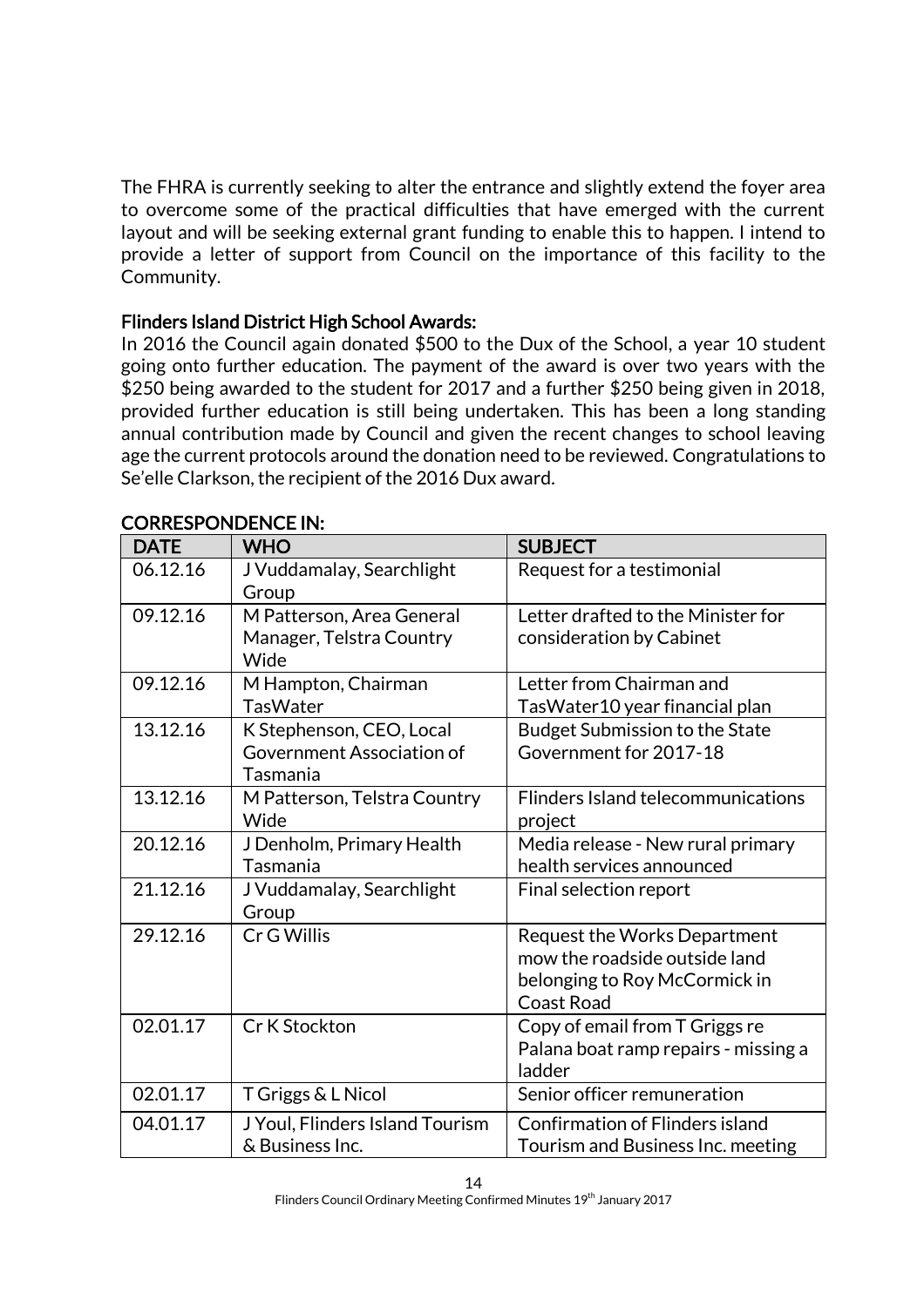The FHRA is currently seeking to alter the entrance and slightly extend the foyer area to overcome some of the practical difficulties that have emerged with the current layout and will be seeking external grant funding to enable this to happen. I intend to provide a letter of support from Council on the importance of this facility to the Community.

**Flinders Island District High School Awards:**

In 2016 the Council again donated $500 to the Dux of the School, a year 10 student going onto further education. The payment of the award is over two years with the $250 being awarded to the student for 2017 and a further $250 being given in 2018, provided further education is still being undertaken. This has been a long standing annual contribution made by Council and given the recent changes to school leaving age the current protocols around the donation need to be reviewed. Congratulations to Se'elle Clarkson, the recipient of the 2016 Dux award.

**CORRESPONDENCE IN:**

| DATE | WHO | SUBJECT |
|---|---|---|
| 06.12.16 | J Vuddamalay, Searchlight Group | Request for a testimonial |
| 09.12.16 | M Patterson, Area General Manager, Telstra Country Wide | Letter drafted to the Minister for consideration by Cabinet |
| 09.12.16 | M Hampton, Chairman TasWater | Letter from Chairman and TasWater10 year financial plan |
| 13.12.16 | K Stephenson, CEO, Local Government Association of Tasmania | Budget Submission to the State Government for 2017-18 |
| 13.12.16 | M Patterson, Telstra Country Wide | Flinders Island telecommunications project |
| 20.12.16 | J Denholm, Primary Health Tasmania | Media release - New rural primary health services announced |
| 21.12.16 | J Vuddamalay, Searchlight Group | Final selection report |
| 29.12.16 | Cr G Willis | Request the Works Department mow the roadside outside land belonging to Roy McCormick in Coast Road |
| 02.01.17 | Cr K Stockton | Copy of email from T Griggs re Palana boat ramp repairs - missing a ladder |
| 02.01.17 | T Griggs & L Nicol | Senior officer remuneration |
| 04.01.17 | J Youl, Flinders Island Tourism & Business Inc. | Confirmation of Flinders island Tourism and Business Inc. meeting |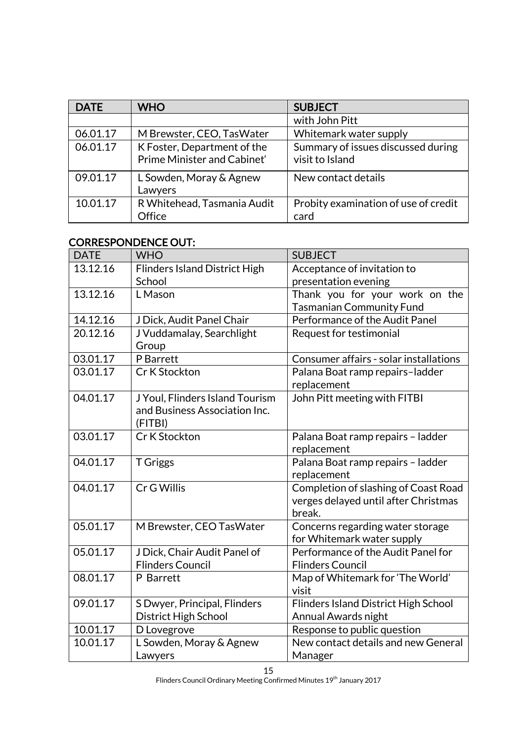| DATE | WHO | SUBJECT |
|---|---|---|
| | | with John Pitt |
| 06.01.17 | M Brewster, CEO, TasWater | Whitemark water supply |
| 06.01.17 | K Foster, Department of the Prime Minister and Cabinet' | Summary of issues discussed during visit to Island |
| 09.01.17 | L Sowden, Moray & Agnew Lawyers | New contact details |
| 10.01.17 | R Whitehead, Tasmania Audit Office | Probity examination of use of credit card |

## CORRESPONDENCE OUT:

| DATE | WHO | SUBJECT |
|---|---|---|
| 13.12.16 | Flinders Island District High School | Acceptance of invitation to presentation evening |
| 13.12.16 | L Mason | Thank you for your work on the Tasmanian Community Fund |
| 14.12.16 | J Dick, Audit Panel Chair | Performance of the Audit Panel |
| 20.12.16 | J Vuddamalay, Searchlight Group | Request for testimonial |
| 03.01.17 | P Barrett | Consumer affairs - solar installations |
| 03.01.17 | Cr K Stockton | Palana Boat ramp repairs–ladder replacement |
| 04.01.17 | J Youl, Flinders Island Tourism and Business Association Inc. (FITBI) | John Pitt meeting with FITBI |
| 03.01.17 | Cr K Stockton | Palana Boat ramp repairs – ladder replacement |
| 04.01.17 | T Griggs | Palana Boat ramp repairs – ladder replacement |
| 04.01.17 | Cr G Willis | Completion of slashing of Coast Road verges delayed until after Christmas break. |
| 05.01.17 | M Brewster, CEO TasWater | Concerns regarding water storage for Whitemark water supply |
| 05.01.17 | J Dick, Chair Audit Panel of Flinders Council | Performance of the Audit Panel for Flinders Council |
| 08.01.17 | P Barrett | Map of Whitemark for 'The World' visit |
| 09.01.17 | S Dwyer, Principal, Flinders District High School | Flinders Island District High School Annual Awards night |
| 10.01.17 | D Lovegrove | Response to public question |
| 10.01.17 | L Sowden, Moray & Agnew Lawyers | New contact details and new General Manager |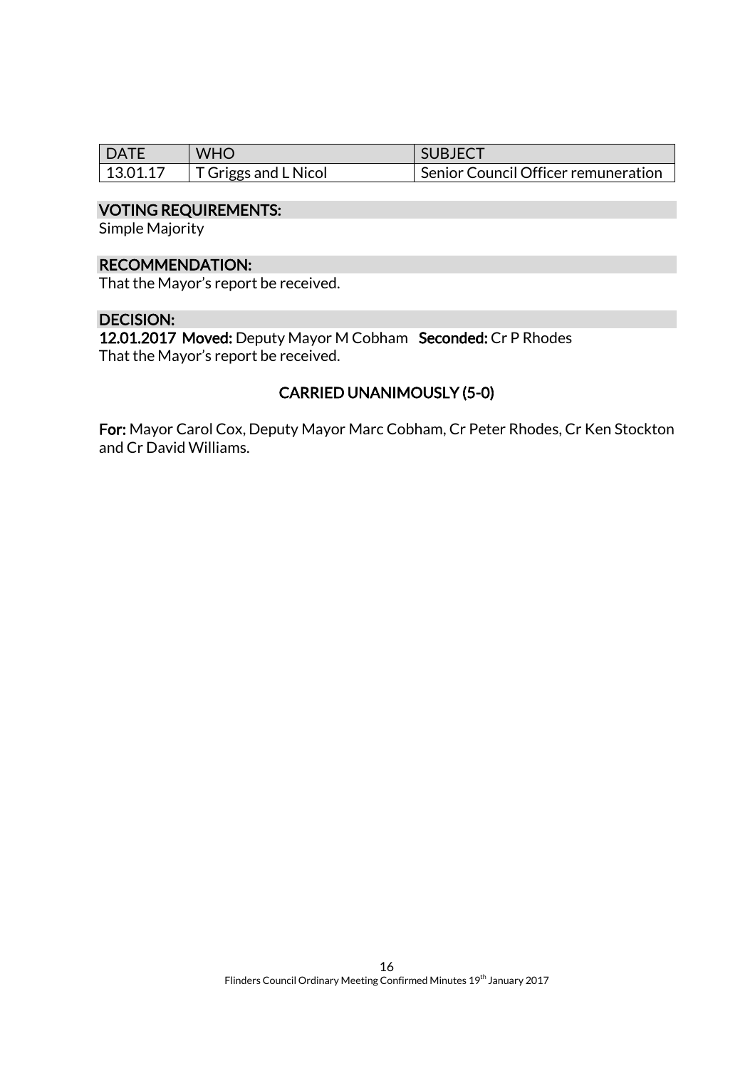| DATE | WHO | SUBJECT |
| --- | --- | --- |
| 13.01.17 | T Griggs and L Nicol | Senior Council Officer remuneration |

## VOTING REQUIREMENTS:

Simple Majority

## RECOMMENDATION:

That the Mayor's report be received.

## DECISION:

**12.01.2017 Moved:** Deputy Mayor M Cobham **Seconded:** Cr P Rhodes
That the Mayor's report be received.

**CARRIED UNANIMOUSLY (5-0)**

**For:** Mayor Carol Cox, Deputy Mayor Marc Cobham, Cr Peter Rhodes, Cr Ken Stockton and Cr David Williams.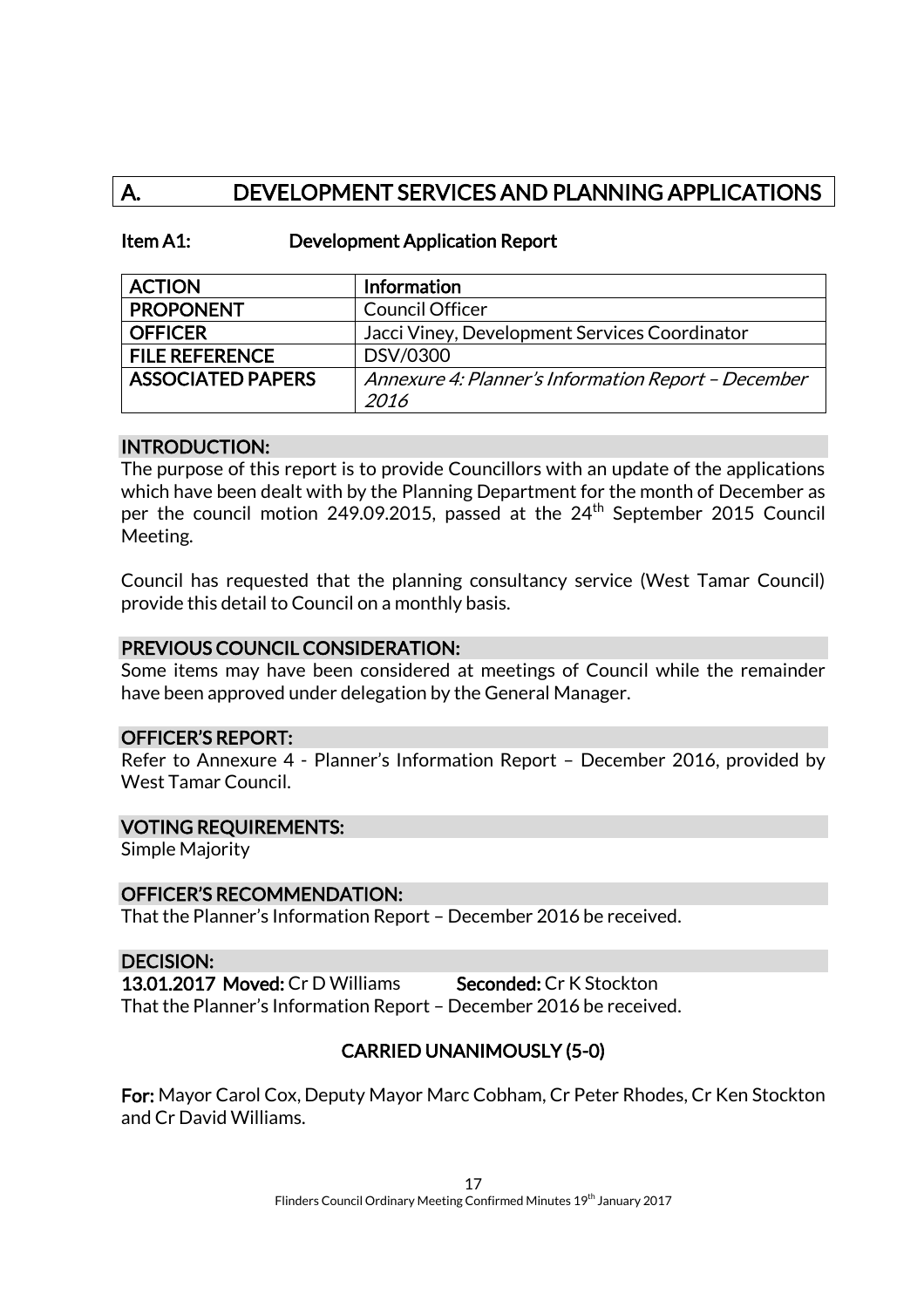# A. DEVELOPMENT SERVICES AND PLANNING APPLICATIONS

**Item A1: Development Application Report**

| ACTION | Information |
|---|---|
| PROPONENT | Council Officer |
| OFFICER | Jacci Viney, Development Services Coordinator |
| FILE REFERENCE | DSV/0300 |
| ASSOCIATED PAPERS | *Annexure 4: Planner's Information Report – December 2016* |

## INTRODUCTION:

The purpose of this report is to provide Councillors with an update of the applications which have been dealt with by the Planning Department for the month of December as per the council motion 249.09.2015, passed at the 24th September 2015 Council Meeting.

Council has requested that the planning consultancy service (West Tamar Council) provide this detail to Council on a monthly basis.

## PREVIOUS COUNCIL CONSIDERATION:

Some items may have been considered at meetings of Council while the remainder have been approved under delegation by the General Manager.

## OFFICER'S REPORT:

Refer to Annexure 4 - Planner's Information Report – December 2016, provided by West Tamar Council.

## VOTING REQUIREMENTS:

Simple Majority

## OFFICER'S RECOMMENDATION:

That the Planner's Information Report – December 2016 be received.

## DECISION:

**13.01.2017 Moved:** Cr D Williams **Seconded:** Cr K Stockton

That the Planner's Information Report – December 2016 be received.

**CARRIED UNANIMOUSLY (5-0)**

**For:** Mayor Carol Cox, Deputy Mayor Marc Cobham, Cr Peter Rhodes, Cr Ken Stockton and Cr David Williams.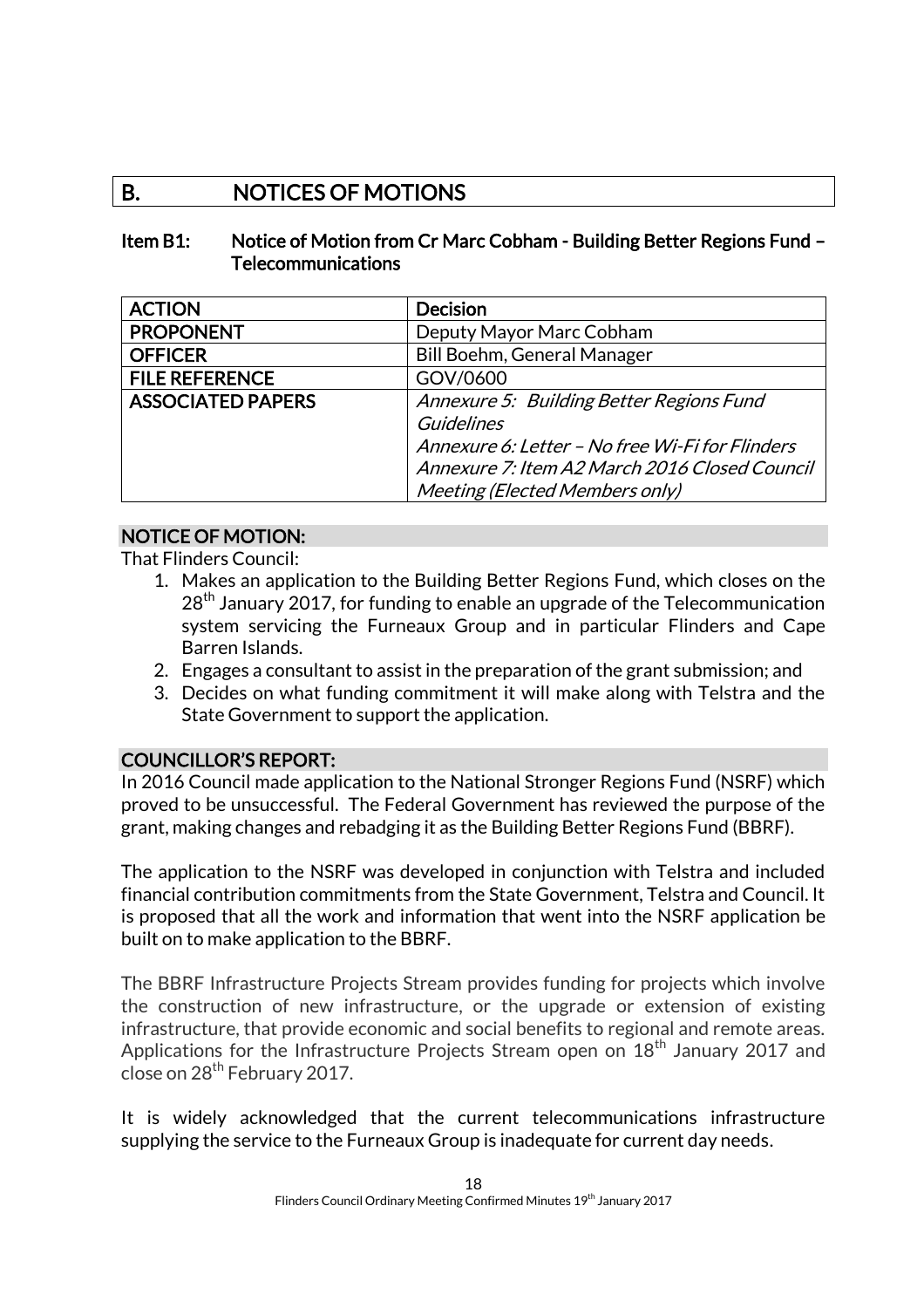# B. NOTICES OF MOTIONS

## Item B1: Notice of Motion from Cr Marc Cobham - Building Better Regions Fund – Telecommunications

| ACTION | Decision |
|---|---|
| PROPONENT | Deputy Mayor Marc Cobham |
| OFFICER | Bill Boehm, General Manager |
| FILE REFERENCE | GOV/0600 |
| ASSOCIATED PAPERS | *Annexure 5: Building Better Regions Fund Guidelines*<br>*Annexure 6: Letter – No free Wi-Fi for Flinders*<br>*Annexure 7: Item A2 March 2016 Closed Council Meeting (Elected Members only)* |

### NOTICE OF MOTION:

That Flinders Council:

1. Makes an application to the Building Better Regions Fund, which closes on the 28th January 2017, for funding to enable an upgrade of the Telecommunication system servicing the Furneaux Group and in particular Flinders and Cape Barren Islands.
2. Engages a consultant to assist in the preparation of the grant submission; and
3. Decides on what funding commitment it will make along with Telstra and the State Government to support the application.

### COUNCILLOR'S REPORT:

In 2016 Council made application to the National Stronger Regions Fund (NSRF) which proved to be unsuccessful. The Federal Government has reviewed the purpose of the grant, making changes and rebadging it as the Building Better Regions Fund (BBRF).

The application to the NSRF was developed in conjunction with Telstra and included financial contribution commitments from the State Government, Telstra and Council. It is proposed that all the work and information that went into the NSRF application be built on to make application to the BBRF.

The BBRF Infrastructure Projects Stream provides funding for projects which involve the construction of new infrastructure, or the upgrade or extension of existing infrastructure, that provide economic and social benefits to regional and remote areas. Applications for the Infrastructure Projects Stream open on 18th January 2017 and close on 28th February 2017.

It is widely acknowledged that the current telecommunications infrastructure supplying the service to the Furneaux Group is inadequate for current day needs.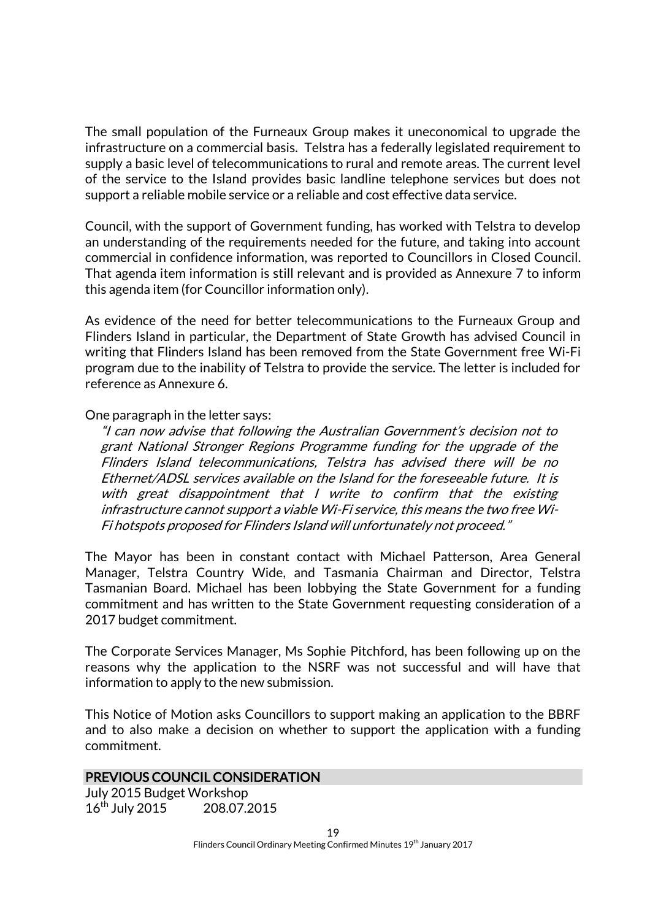The small population of the Furneaux Group makes it uneconomical to upgrade the infrastructure on a commercial basis. Telstra has a federally legislated requirement to supply a basic level of telecommunications to rural and remote areas. The current level of the service to the Island provides basic landline telephone services but does not support a reliable mobile service or a reliable and cost effective data service.

Council, with the support of Government funding, has worked with Telstra to develop an understanding of the requirements needed for the future, and taking into account commercial in confidence information, was reported to Councillors in Closed Council. That agenda item information is still relevant and is provided as Annexure 7 to inform this agenda item (for Councillor information only).

As evidence of the need for better telecommunications to the Furneaux Group and Flinders Island in particular, the Department of State Growth has advised Council in writing that Flinders Island has been removed from the State Government free Wi-Fi program due to the inability of Telstra to provide the service. The letter is included for reference as Annexure 6.

One paragraph in the letter says:

> *"I can now advise that following the Australian Government's decision not to grant National Stronger Regions Programme funding for the upgrade of the Flinders Island telecommunications, Telstra has advised there will be no Ethernet/ADSL services available on the Island for the foreseeable future. It is with great disappointment that I write to confirm that the existing infrastructure cannot support a viable Wi-Fi service, this means the two free Wi-Fi hotspots proposed for Flinders Island will unfortunately not proceed."*

The Mayor has been in constant contact with Michael Patterson, Area General Manager, Telstra Country Wide, and Tasmania Chairman and Director, Telstra Tasmanian Board. Michael has been lobbying the State Government for a funding commitment and has written to the State Government requesting consideration of a 2017 budget commitment.

The Corporate Services Manager, Ms Sophie Pitchford, has been following up on the reasons why the application to the NSRF was not successful and will have that information to apply to the new submission.

This Notice of Motion asks Councillors to support making an application to the BBRF and to also make a decision on whether to support the application with a funding commitment.

## PREVIOUS COUNCIL CONSIDERATION

July 2015 Budget Workshop
16th July 2015 208.07.2015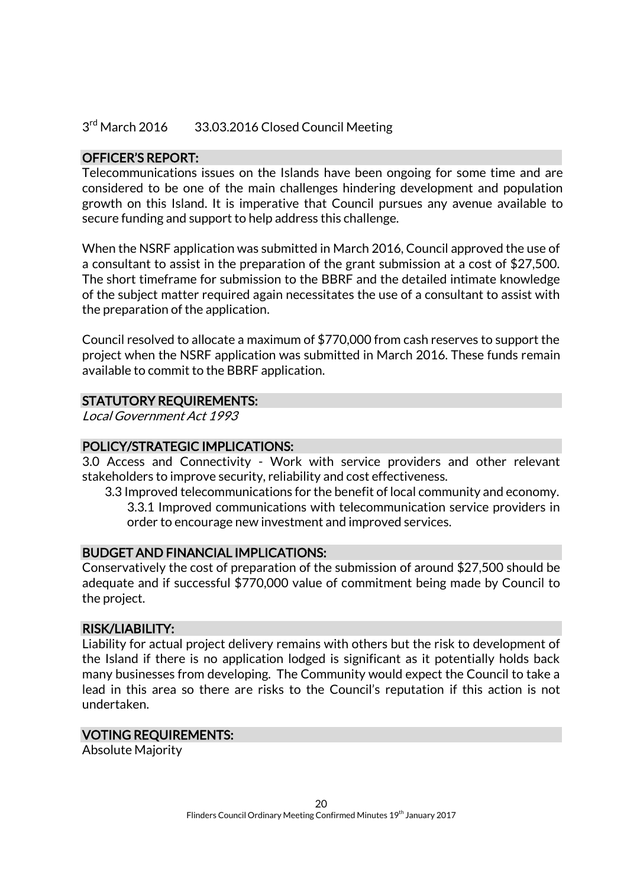3rd March 2016 33.03.2016 Closed Council Meeting

## OFFICER'S REPORT:

Telecommunications issues on the Islands have been ongoing for some time and are considered to be one of the main challenges hindering development and population growth on this Island. It is imperative that Council pursues any avenue available to secure funding and support to help address this challenge.

When the NSRF application was submitted in March 2016, Council approved the use of a consultant to assist in the preparation of the grant submission at a cost of $27,500. The short timeframe for submission to the BBRF and the detailed intimate knowledge of the subject matter required again necessitates the use of a consultant to assist with the preparation of the application.

Council resolved to allocate a maximum of $770,000 from cash reserves to support the project when the NSRF application was submitted in March 2016. These funds remain available to commit to the BBRF application.

## STATUTORY REQUIREMENTS:

*Local Government Act 1993*

## POLICY/STRATEGIC IMPLICATIONS:

3.0 Access and Connectivity - Work with service providers and other relevant stakeholders to improve security, reliability and cost effectiveness.

- 3.3 Improved telecommunications for the benefit of local community and economy.
  - 3.3.1 Improved communications with telecommunication service providers in order to encourage new investment and improved services.

## BUDGET AND FINANCIAL IMPLICATIONS:

Conservatively the cost of preparation of the submission of around $27,500 should be adequate and if successful $770,000 value of commitment being made by Council to the project.

## RISK/LIABILITY:

Liability for actual project delivery remains with others but the risk to development of the Island if there is no application lodged is significant as it potentially holds back many businesses from developing. The Community would expect the Council to take a lead in this area so there are risks to the Council's reputation if this action is not undertaken.

## VOTING REQUIREMENTS:

Absolute Majority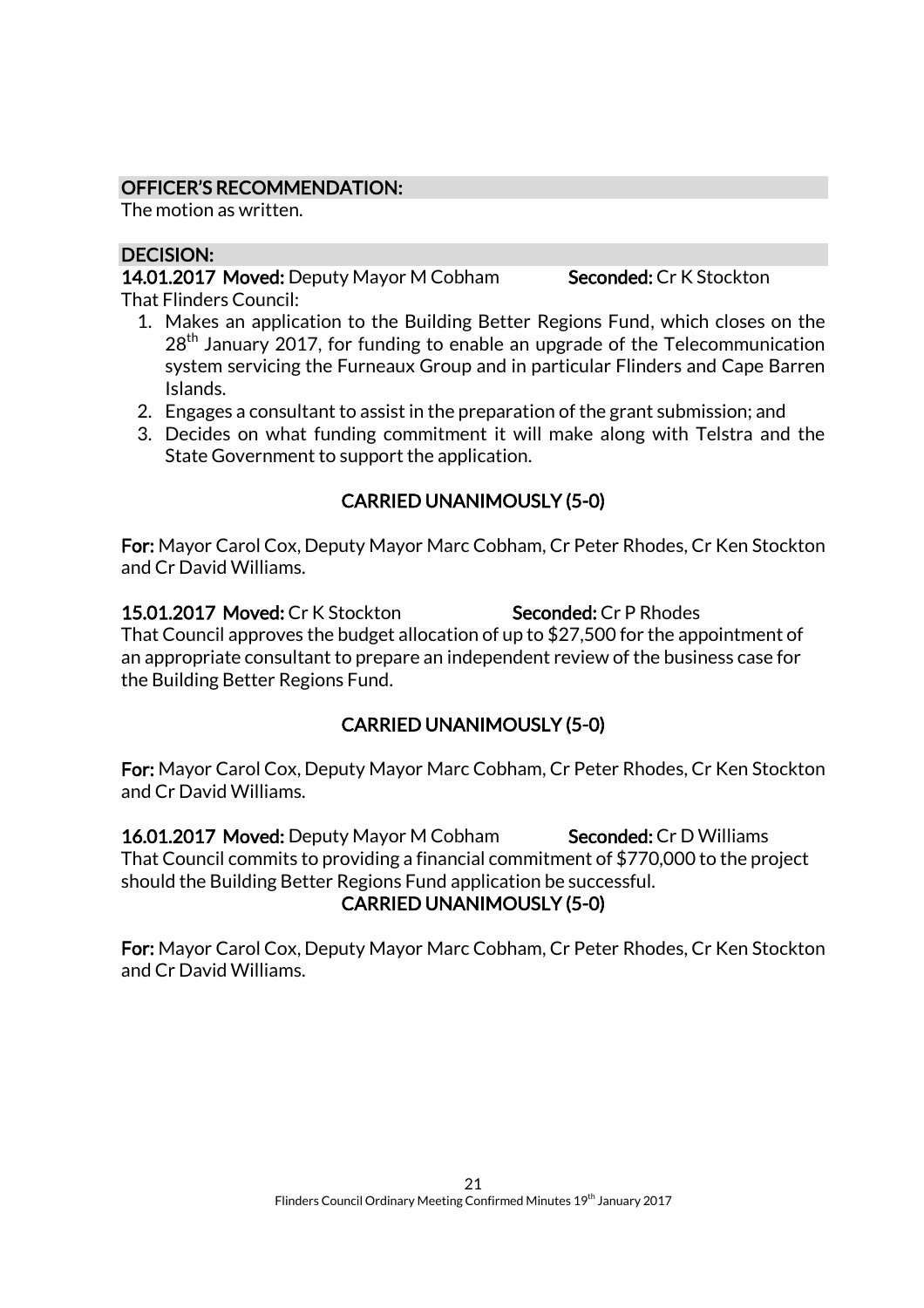**OFFICER'S RECOMMENDATION:**

The motion as written.

**DECISION:**

**14.01.2017 Moved:** Deputy Mayor M Cobham **Seconded:** Cr K Stockton

That Flinders Council:

1. Makes an application to the Building Better Regions Fund, which closes on the 28th January 2017, for funding to enable an upgrade of the Telecommunication system servicing the Furneaux Group and in particular Flinders and Cape Barren Islands.
2. Engages a consultant to assist in the preparation of the grant submission; and
3. Decides on what funding commitment it will make along with Telstra and the State Government to support the application.

**CARRIED UNANIMOUSLY (5-0)**

**For:** Mayor Carol Cox, Deputy Mayor Marc Cobham, Cr Peter Rhodes, Cr Ken Stockton and Cr David Williams.

**15.01.2017 Moved:** Cr K Stockton **Seconded:** Cr P Rhodes

That Council approves the budget allocation of up to $27,500 for the appointment of an appropriate consultant to prepare an independent review of the business case for the Building Better Regions Fund.

**CARRIED UNANIMOUSLY (5-0)**

**For:** Mayor Carol Cox, Deputy Mayor Marc Cobham, Cr Peter Rhodes, Cr Ken Stockton and Cr David Williams.

**16.01.2017 Moved:** Deputy Mayor M Cobham **Seconded:** Cr D Williams

That Council commits to providing a financial commitment of $770,000 to the project should the Building Better Regions Fund application be successful.

**CARRIED UNANIMOUSLY (5-0)**

**For:** Mayor Carol Cox, Deputy Mayor Marc Cobham, Cr Peter Rhodes, Cr Ken Stockton and Cr David Williams.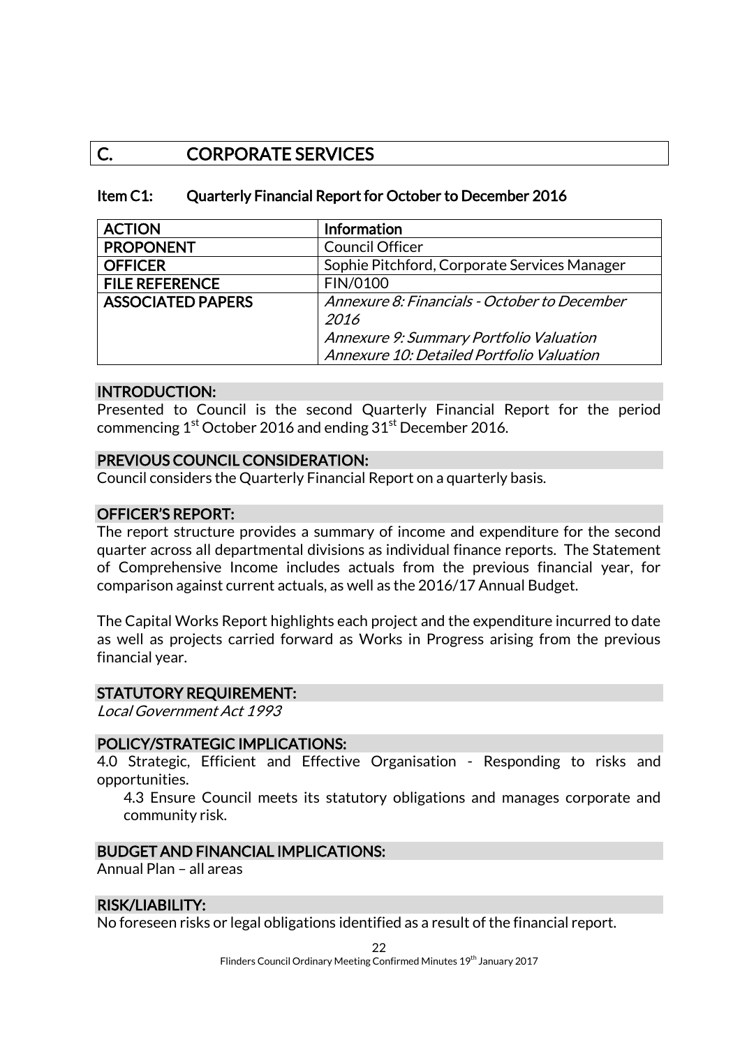# C. CORPORATE SERVICES

## Item C1: Quarterly Financial Report for October to December 2016

| ACTION | Information |
|---|---|
| PROPONENT | Council Officer |
| OFFICER | Sophie Pitchford, Corporate Services Manager |
| FILE REFERENCE | FIN/0100 |
| ASSOCIATED PAPERS | *Annexure 8: Financials - October to December 2016*<br>*Annexure 9: Summary Portfolio Valuation*<br>*Annexure 10: Detailed Portfolio Valuation* |

### INTRODUCTION:

Presented to Council is the second Quarterly Financial Report for the period commencing 1st October 2016 and ending 31st December 2016.

### PREVIOUS COUNCIL CONSIDERATION:

Council considers the Quarterly Financial Report on a quarterly basis.

### OFFICER'S REPORT:

The report structure provides a summary of income and expenditure for the second quarter across all departmental divisions as individual finance reports. The Statement of Comprehensive Income includes actuals from the previous financial year, for comparison against current actuals, as well as the 2016/17 Annual Budget.

The Capital Works Report highlights each project and the expenditure incurred to date as well as projects carried forward as Works in Progress arising from the previous financial year.

### STATUTORY REQUIREMENT:

*Local Government Act 1993*

### POLICY/STRATEGIC IMPLICATIONS:

4.0 Strategic, Efficient and Effective Organisation - Responding to risks and opportunities.

4.3 Ensure Council meets its statutory obligations and manages corporate and community risk.

### BUDGET AND FINANCIAL IMPLICATIONS:

Annual Plan – all areas

### RISK/LIABILITY:

No foreseen risks or legal obligations identified as a result of the financial report.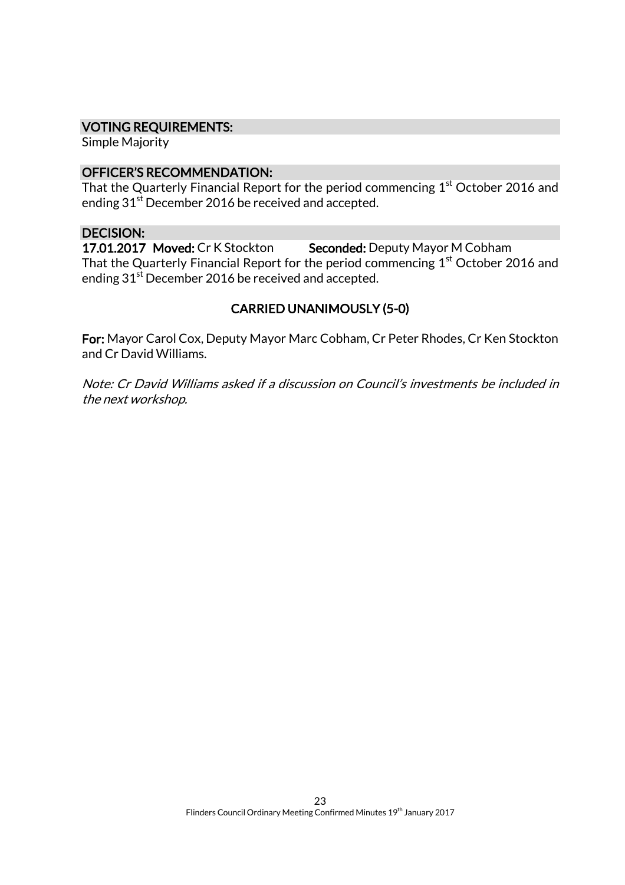## VOTING REQUIREMENTS:

Simple Majority

## OFFICER'S RECOMMENDATION:

That the Quarterly Financial Report for the period commencing 1st October 2016 and ending 31st December 2016 be received and accepted.

## DECISION:

**17.01.2017 Moved:** Cr K Stockton **Seconded:** Deputy Mayor M Cobham

That the Quarterly Financial Report for the period commencing 1st October 2016 and ending 31st December 2016 be received and accepted.

**CARRIED UNANIMOUSLY (5-0)**

**For:** Mayor Carol Cox, Deputy Mayor Marc Cobham, Cr Peter Rhodes, Cr Ken Stockton and Cr David Williams.

*Note: Cr David Williams asked if a discussion on Council's investments be included in the next workshop.*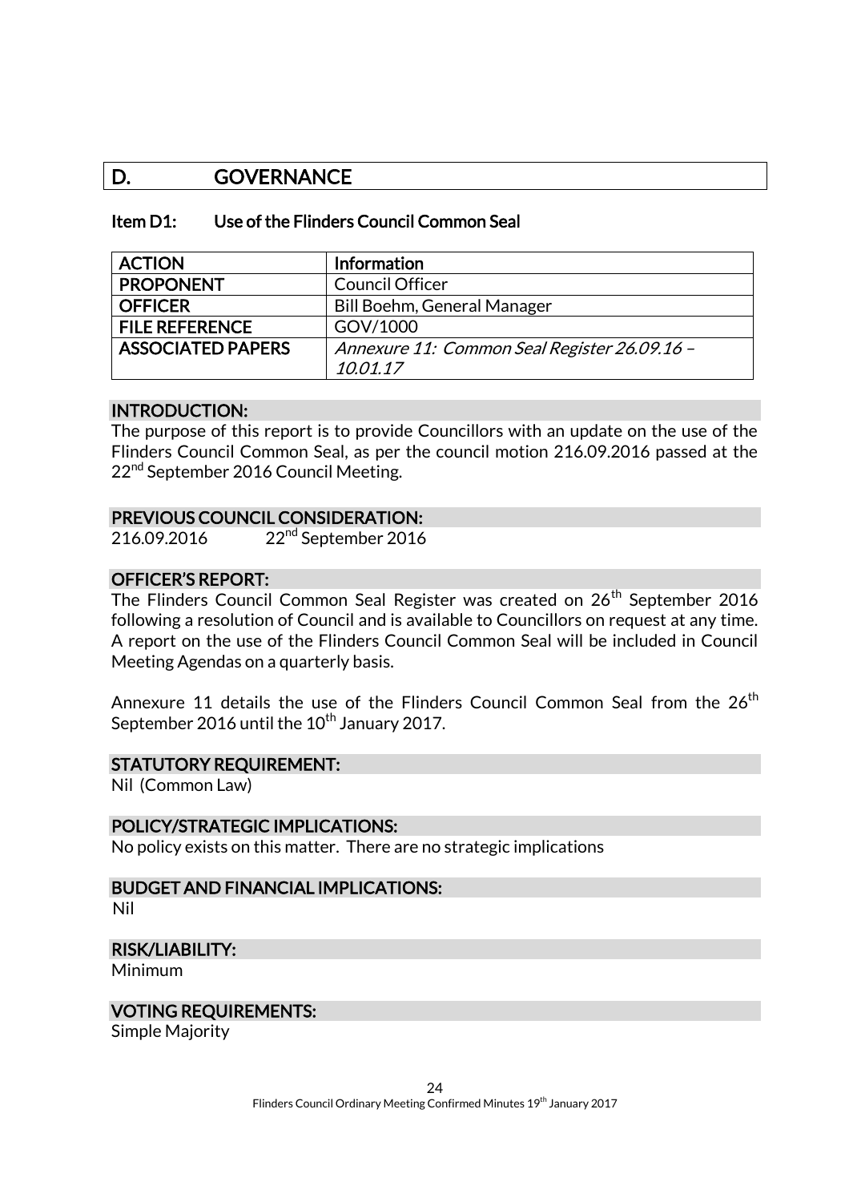## D. GOVERNANCE

### Item D1: Use of the Flinders Council Common Seal

| ACTION | Information |
|---|---|
| PROPONENT | Council Officer |
| OFFICER | Bill Boehm, General Manager |
| FILE REFERENCE | GOV/1000 |
| ASSOCIATED PAPERS | *Annexure 11: Common Seal Register 26.09.16 – 10.01.17* |

#### INTRODUCTION:

The purpose of this report is to provide Councillors with an update on the use of the Flinders Council Common Seal, as per the council motion 216.09.2016 passed at the 22nd September 2016 Council Meeting.

#### PREVIOUS COUNCIL CONSIDERATION:

216.09.2016 22nd September 2016

#### OFFICER'S REPORT:

The Flinders Council Common Seal Register was created on 26th September 2016 following a resolution of Council and is available to Councillors on request at any time. A report on the use of the Flinders Council Common Seal will be included in Council Meeting Agendas on a quarterly basis.

Annexure 11 details the use of the Flinders Council Common Seal from the 26th September 2016 until the 10th January 2017.

#### STATUTORY REQUIREMENT:

Nil (Common Law)

#### POLICY/STRATEGIC IMPLICATIONS:

No policy exists on this matter. There are no strategic implications

#### BUDGET AND FINANCIAL IMPLICATIONS:

Nil

#### RISK/LIABILITY:

Minimum

#### VOTING REQUIREMENTS:

Simple Majority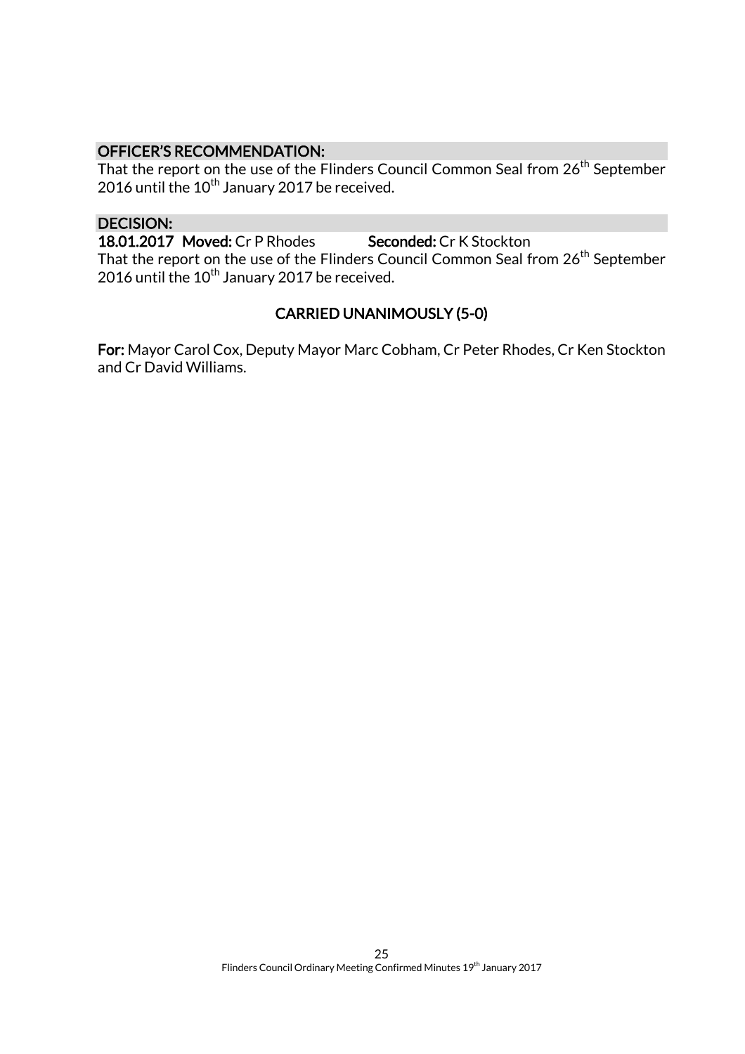### OFFICER'S RECOMMENDATION:

That the report on the use of the Flinders Council Common Seal from 26th September 2016 until the 10th January 2017 be received.

### DECISION:

**18.01.2017 Moved:** Cr P Rhodes **Seconded:** Cr K Stockton

That the report on the use of the Flinders Council Common Seal from 26th September 2016 until the 10th January 2017 be received.

**CARRIED UNANIMOUSLY (5-0)**

**For:** Mayor Carol Cox, Deputy Mayor Marc Cobham, Cr Peter Rhodes, Cr Ken Stockton and Cr David Williams.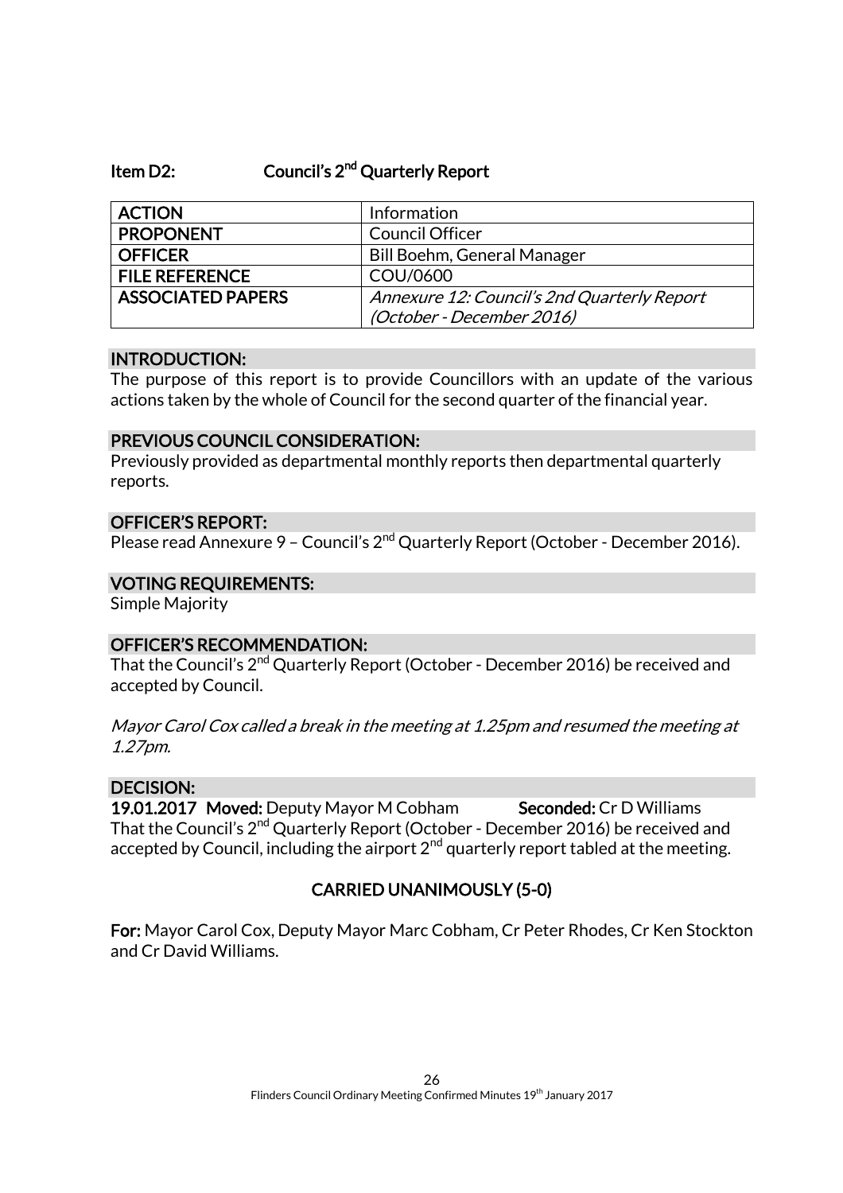## Item D2: Council's 2nd Quarterly Report

| ACTION | Information |
|---|---|
| PROPONENT | Council Officer |
| OFFICER | Bill Boehm, General Manager |
| FILE REFERENCE | COU/0600 |
| ASSOCIATED PAPERS | *Annexure 12: Council's 2nd Quarterly Report (October - December 2016)* |

### INTRODUCTION:

The purpose of this report is to provide Councillors with an update of the various actions taken by the whole of Council for the second quarter of the financial year.

### PREVIOUS COUNCIL CONSIDERATION:

Previously provided as departmental monthly reports then departmental quarterly reports.

### OFFICER'S REPORT:

Please read Annexure 9 – Council's 2nd Quarterly Report (October - December 2016).

### VOTING REQUIREMENTS:

Simple Majority

### OFFICER'S RECOMMENDATION:

That the Council's 2nd Quarterly Report (October - December 2016) be received and accepted by Council.

*Mayor Carol Cox called a break in the meeting at 1.25pm and resumed the meeting at 1.27pm.*

### DECISION:

**19.01.2017 Moved:** Deputy Mayor M Cobham **Seconded:** Cr D Williams

That the Council's 2nd Quarterly Report (October - December 2016) be received and accepted by Council, including the airport 2nd quarterly report tabled at the meeting.

**CARRIED UNANIMOUSLY (5-0)**

**For:** Mayor Carol Cox, Deputy Mayor Marc Cobham, Cr Peter Rhodes, Cr Ken Stockton and Cr David Williams.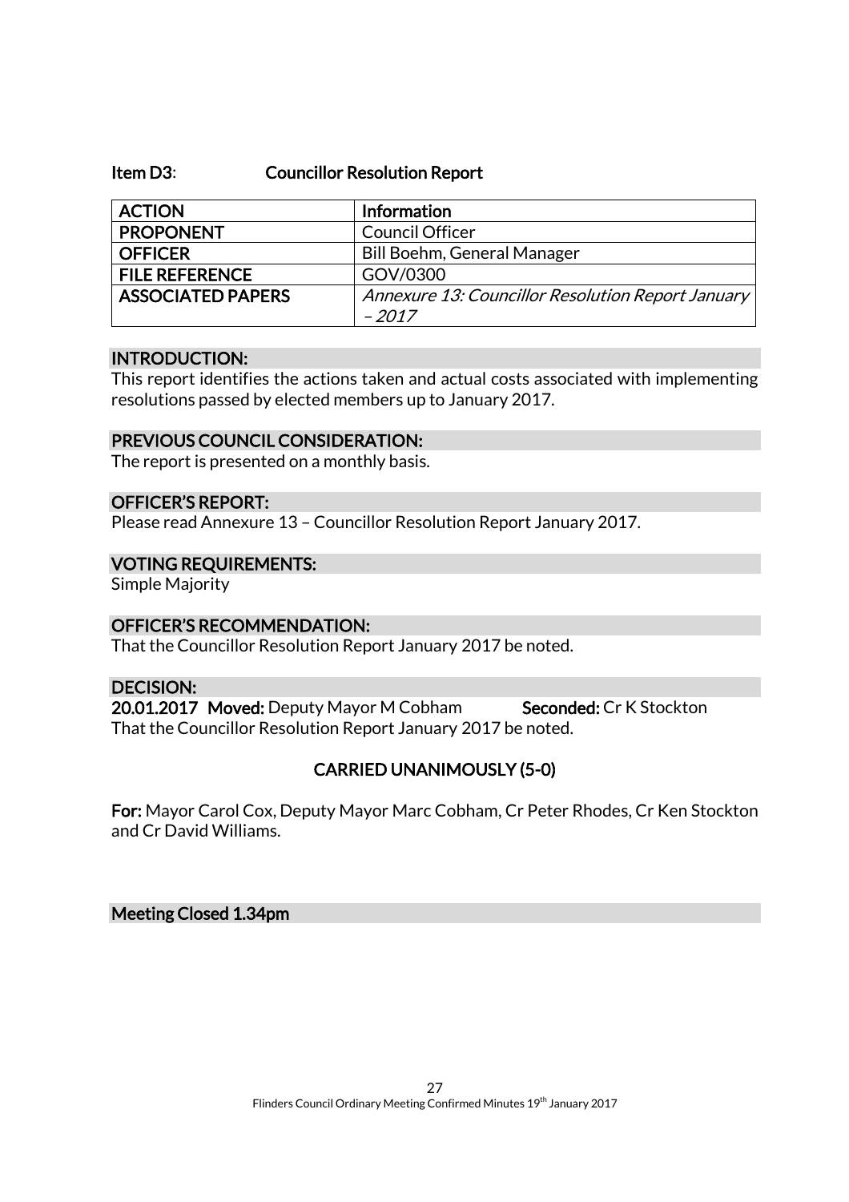### Item D3: Councillor Resolution Report

| | |
|---|---|
| **ACTION** | **Information** |
| **PROPONENT** | Council Officer |
| **OFFICER** | Bill Boehm, General Manager |
| **FILE REFERENCE** | GOV/0300 |
| **ASSOCIATED PAPERS** | *Annexure 13: Councillor Resolution Report January – 2017* |

**INTRODUCTION:**

This report identifies the actions taken and actual costs associated with implementing resolutions passed by elected members up to January 2017.

**PREVIOUS COUNCIL CONSIDERATION:**

The report is presented on a monthly basis.

**OFFICER'S REPORT:**

Please read Annexure 13 – Councillor Resolution Report January 2017.

**VOTING REQUIREMENTS:**

Simple Majority

**OFFICER'S RECOMMENDATION:**

That the Councillor Resolution Report January 2017 be noted.

**DECISION:**

**20.01.2017 Moved:** Deputy Mayor M Cobham **Seconded:** Cr K Stockton

That the Councillor Resolution Report January 2017 be noted.

**CARRIED UNANIMOUSLY (5-0)**

**For:** Mayor Carol Cox, Deputy Mayor Marc Cobham, Cr Peter Rhodes, Cr Ken Stockton and Cr David Williams.

**Meeting Closed 1.34pm**